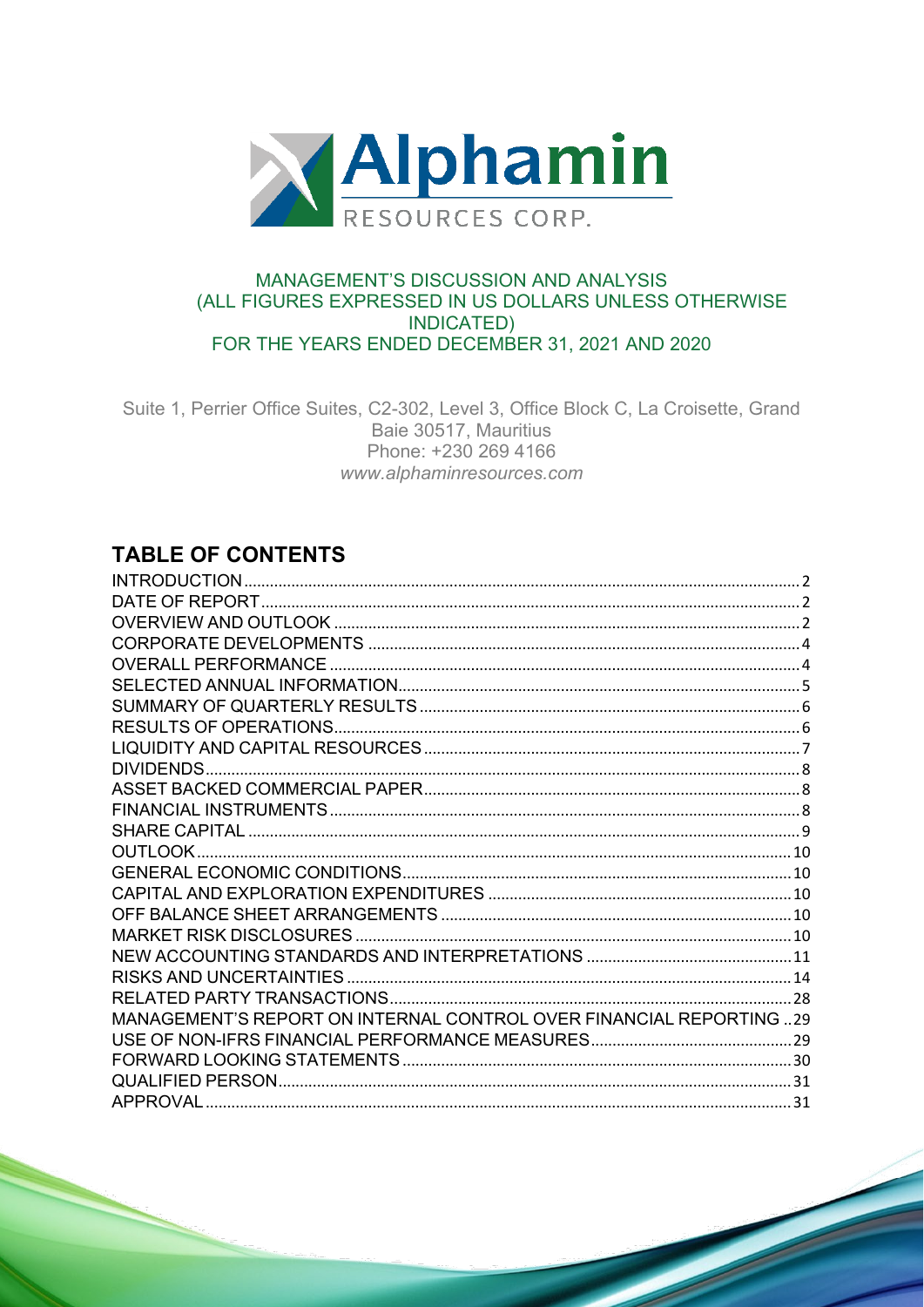Alphamin RESOURCES CORP.

# MANAGEMENT'S DISCUSSION AND ANALYSIS (ALL FIGURES EXPRESSED IN US DOLLARS UNLESS OTHERWISE INDICATED) FOR THE YEARS ENDED DECEMBER 31, 2021 AND 2020

Suite 1, Perrier Office Suites, C2-302, Level 3, Office Block C, La Croisette, Grand Baie 30517, Mauritius
Phone: +230 269 4166
*www.alphaminresources.com*

## TABLE OF CONTENTS

| Section | Page |
|---|---|
| INTRODUCTION | 2 |
| DATE OF REPORT | 2 |
| OVERVIEW AND OUTLOOK | 2 |
| CORPORATE DEVELOPMENTS | 4 |
| OVERALL PERFORMANCE | 4 |
| SELECTED ANNUAL INFORMATION | 5 |
| SUMMARY OF QUARTERLY RESULTS | 6 |
| RESULTS OF OPERATIONS | 6 |
| LIQUIDITY AND CAPITAL RESOURCES | 7 |
| DIVIDENDS | 8 |
| ASSET BACKED COMMERCIAL PAPER | 8 |
| FINANCIAL INSTRUMENTS | 8 |
| SHARE CAPITAL | 9 |
| OUTLOOK | 10 |
| GENERAL ECONOMIC CONDITIONS | 10 |
| CAPITAL AND EXPLORATION EXPENDITURES | 10 |
| OFF BALANCE SHEET ARRANGEMENTS | 10 |
| MARKET RISK DISCLOSURES | 10 |
| NEW ACCOUNTING STANDARDS AND INTERPRETATIONS | 11 |
| RISKS AND UNCERTAINTIES | 14 |
| RELATED PARTY TRANSACTIONS | 28 |
| MANAGEMENT'S REPORT ON INTERNAL CONTROL OVER FINANCIAL REPORTING | 29 |
| USE OF NON-IFRS FINANCIAL PERFORMANCE MEASURES | 29 |
| FORWARD LOOKING STATEMENTS | 30 |
| QUALIFIED PERSON | 31 |
| APPROVAL | 31 |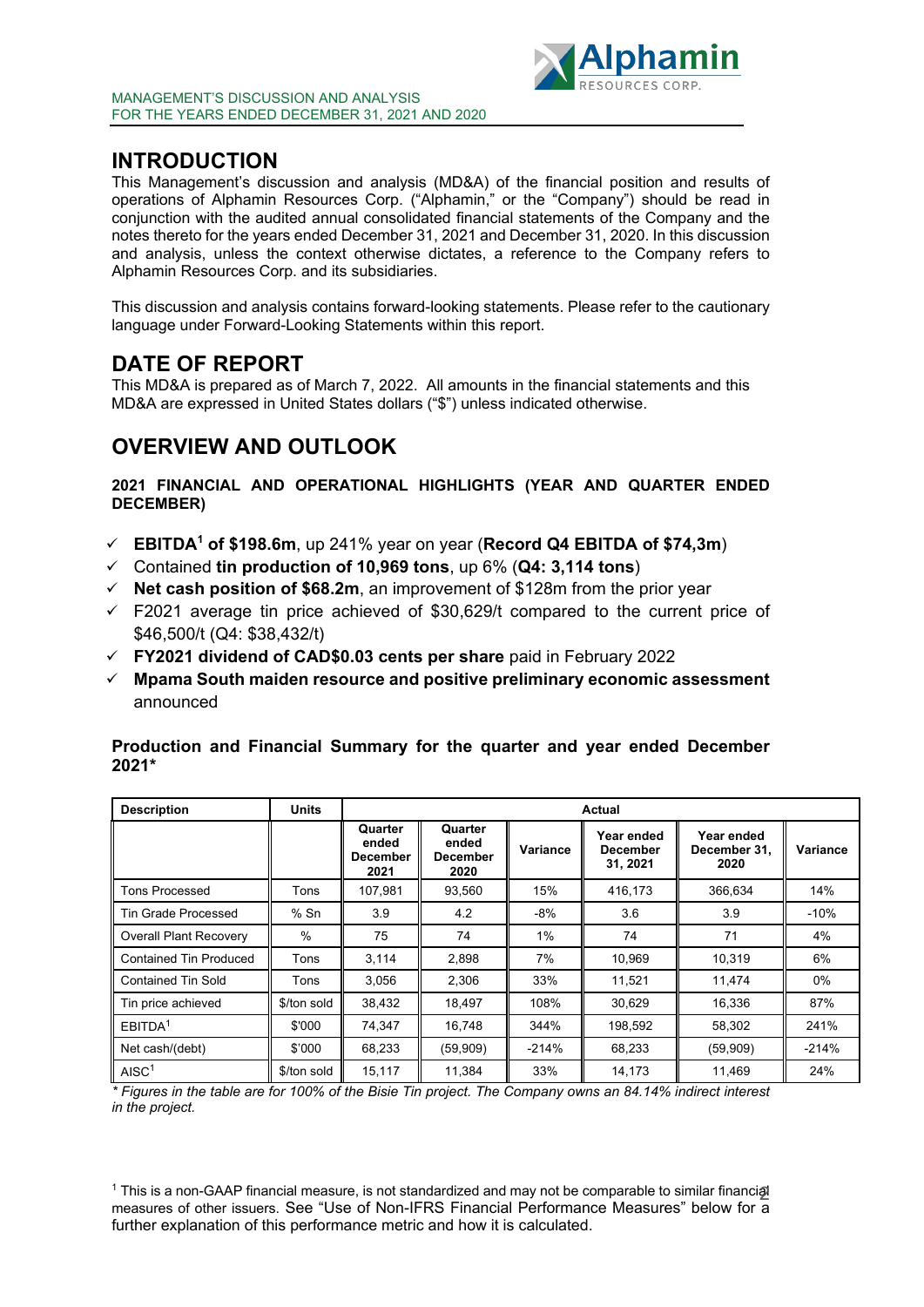# INTRODUCTION

This Management's discussion and analysis (MD&A) of the financial position and results of operations of Alphamin Resources Corp. ("Alphamin," or the "Company") should be read in conjunction with the audited annual consolidated financial statements of the Company and the notes thereto for the years ended December 31, 2021 and December 31, 2020. In this discussion and analysis, unless the context otherwise dictates, a reference to the Company refers to Alphamin Resources Corp. and its subsidiaries.

This discussion and analysis contains forward-looking statements. Please refer to the cautionary language under Forward-Looking Statements within this report.

# DATE OF REPORT

This MD&A is prepared as of March 7, 2022. All amounts in the financial statements and this MD&A are expressed in United States dollars ("$") unless indicated otherwise.

# OVERVIEW AND OUTLOOK

### 2021 FINANCIAL AND OPERATIONAL HIGHLIGHTS (YEAR AND QUARTER ENDED DECEMBER)

- ✓ **EBITDA[1] of $198.6m**, up 241% year on year (**Record Q4 EBITDA of $74,3m**)
- ✓ Contained **tin production of 10,969 tons**, up 6% (**Q4: 3,114 tons**)
- ✓ **Net cash position of $68.2m**, an improvement of $128m from the prior year
- ✓ F2021 average tin price achieved of $30,629/t compared to the current price of $46,500/t (Q4: $38,432/t)
- ✓ **FY2021 dividend of CAD$0.03 cents per share** paid in February 2022
- ✓ **Mpama South maiden resource and positive preliminary economic assessment** announced

### Production and Financial Summary for the quarter and year ended December 2021*

| Description | Units | Actual | | | | | |
|---|---|---|---|---|---|---|---|
| | | Quarter ended December 2021 | Quarter ended December 2020 | Variance | Year ended December 31, 2021 | Year ended December 31, 2020 | Variance |
| Tons Processed | Tons | 107,981 | 93,560 | 15% | 416,173 | 366,634 | 14% |
| Tin Grade Processed | % Sn | 3.9 | 4.2 | -8% | 3.6 | 3.9 | -10% |
| Overall Plant Recovery | % | 75 | 74 | 1% | 74 | 71 | 4% |
| Contained Tin Produced | Tons | 3,114 | 2,898 | 7% | 10,969 | 10,319 | 6% |
| Contained Tin Sold | Tons | 3,056 | 2,306 | 33% | 11,521 | 11,474 | 0% |
| Tin price achieved | $/ton sold | 38,432 | 18,497 | 108% | 30,629 | 16,336 | 87% |
| EBITDA[1] | $'000 | 74,347 | 16,748 | 344% | 198,592 | 58,302 | 241% |
| Net cash/(debt) | $'000 | 68,233 | (59,909) | -214% | 68,233 | (59,909) | -214% |
| AISC[1] | $/ton sold | 15,117 | 11,384 | 33% | 14,173 | 11,469 | 24% |

*\* Figures in the table are for 100% of the Bisie Tin project. The Company owns an 84.14% indirect interest in the project.*

[1] This is a non-GAAP financial measure, is not standardized and may not be comparable to similar financial measures of other issuers. See "Use of Non-IFRS Financial Performance Measures" below for a further explanation of this performance metric and how it is calculated.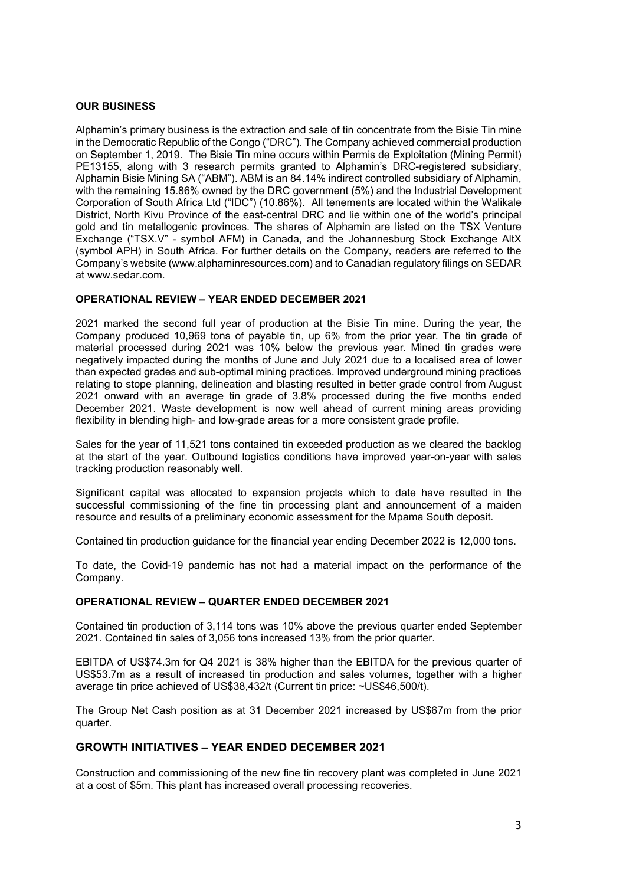## OUR BUSINESS

Alphamin's primary business is the extraction and sale of tin concentrate from the Bisie Tin mine in the Democratic Republic of the Congo ("DRC"). The Company achieved commercial production on September 1, 2019. The Bisie Tin mine occurs within Permis de Exploitation (Mining Permit) PE13155, along with 3 research permits granted to Alphamin's DRC-registered subsidiary, Alphamin Bisie Mining SA ("ABM"). ABM is an 84.14% indirect controlled subsidiary of Alphamin, with the remaining 15.86% owned by the DRC government (5%) and the Industrial Development Corporation of South Africa Ltd ("IDC") (10.86%). All tenements are located within the Walikale District, North Kivu Province of the east-central DRC and lie within one of the world's principal gold and tin metallogenic provinces. The shares of Alphamin are listed on the TSX Venture Exchange ("TSX.V" - symbol AFM) in Canada, and the Johannesburg Stock Exchange AltX (symbol APH) in South Africa. For further details on the Company, readers are referred to the Company's website (www.alphaminresources.com) and to Canadian regulatory filings on SEDAR at www.sedar.com.

## OPERATIONAL REVIEW – YEAR ENDED DECEMBER 2021

2021 marked the second full year of production at the Bisie Tin mine. During the year, the Company produced 10,969 tons of payable tin, up 6% from the prior year. The tin grade of material processed during 2021 was 10% below the previous year. Mined tin grades were negatively impacted during the months of June and July 2021 due to a localised area of lower than expected grades and sub-optimal mining practices. Improved underground mining practices relating to stope planning, delineation and blasting resulted in better grade control from August 2021 onward with an average tin grade of 3.8% processed during the five months ended December 2021. Waste development is now well ahead of current mining areas providing flexibility in blending high- and low-grade areas for a more consistent grade profile.

Sales for the year of 11,521 tons contained tin exceeded production as we cleared the backlog at the start of the year. Outbound logistics conditions have improved year-on-year with sales tracking production reasonably well.

Significant capital was allocated to expansion projects which to date have resulted in the successful commissioning of the fine tin processing plant and announcement of a maiden resource and results of a preliminary economic assessment for the Mpama South deposit.

Contained tin production guidance for the financial year ending December 2022 is 12,000 tons.

To date, the Covid-19 pandemic has not had a material impact on the performance of the Company.

## OPERATIONAL REVIEW – QUARTER ENDED DECEMBER 2021

Contained tin production of 3,114 tons was 10% above the previous quarter ended September 2021. Contained tin sales of 3,056 tons increased 13% from the prior quarter.

EBITDA of US$74.3m for Q4 2021 is 38% higher than the EBITDA for the previous quarter of US$53.7m as a result of increased tin production and sales volumes, together with a higher average tin price achieved of US$38,432/t (Current tin price: ~US$46,500/t).

The Group Net Cash position as at 31 December 2021 increased by US$67m from the prior quarter.

## GROWTH INITIATIVES – YEAR ENDED DECEMBER 2021

Construction and commissioning of the new fine tin recovery plant was completed in June 2021 at a cost of $5m. This plant has increased overall processing recoveries.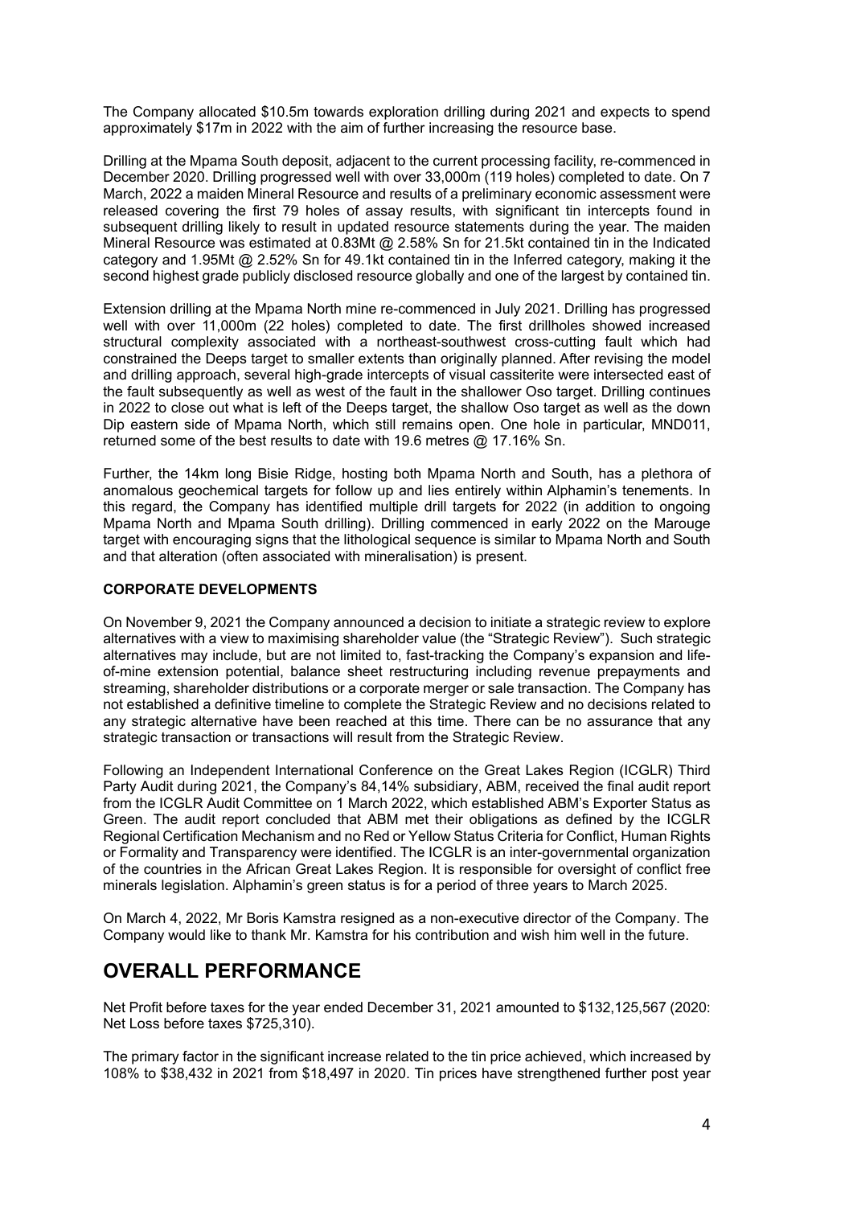The Company allocated $10.5m towards exploration drilling during 2021 and expects to spend approximately $17m in 2022 with the aim of further increasing the resource base.

Drilling at the Mpama South deposit, adjacent to the current processing facility, re-commenced in December 2020. Drilling progressed well with over 33,000m (119 holes) completed to date. On 7 March, 2022 a maiden Mineral Resource and results of a preliminary economic assessment were released covering the first 79 holes of assay results, with significant tin intercepts found in subsequent drilling likely to result in updated resource statements during the year. The maiden Mineral Resource was estimated at 0.83Mt @ 2.58% Sn for 21.5kt contained tin in the Indicated category and 1.95Mt @ 2.52% Sn for 49.1kt contained tin in the Inferred category, making it the second highest grade publicly disclosed resource globally and one of the largest by contained tin.

Extension drilling at the Mpama North mine re-commenced in July 2021. Drilling has progressed well with over 11,000m (22 holes) completed to date. The first drillholes showed increased structural complexity associated with a northeast-southwest cross-cutting fault which had constrained the Deeps target to smaller extents than originally planned. After revising the model and drilling approach, several high-grade intercepts of visual cassiterite were intersected east of the fault subsequently as well as west of the fault in the shallower Oso target. Drilling continues in 2022 to close out what is left of the Deeps target, the shallow Oso target as well as the down Dip eastern side of Mpama North, which still remains open. One hole in particular, MND011, returned some of the best results to date with 19.6 metres @ 17.16% Sn.

Further, the 14km long Bisie Ridge, hosting both Mpama North and South, has a plethora of anomalous geochemical targets for follow up and lies entirely within Alphamin's tenements. In this regard, the Company has identified multiple drill targets for 2022 (in addition to ongoing Mpama North and Mpama South drilling). Drilling commenced in early 2022 on the Marouge target with encouraging signs that the lithological sequence is similar to Mpama North and South and that alteration (often associated with mineralisation) is present.

**CORPORATE DEVELOPMENTS**

On November 9, 2021 the Company announced a decision to initiate a strategic review to explore alternatives with a view to maximising shareholder value (the "Strategic Review"). Such strategic alternatives may include, but are not limited to, fast-tracking the Company's expansion and life-of-mine extension potential, balance sheet restructuring including revenue prepayments and streaming, shareholder distributions or a corporate merger or sale transaction. The Company has not established a definitive timeline to complete the Strategic Review and no decisions related to any strategic alternative have been reached at this time. There can be no assurance that any strategic transaction or transactions will result from the Strategic Review.

Following an Independent International Conference on the Great Lakes Region (ICGLR) Third Party Audit during 2021, the Company's 84,14% subsidiary, ABM, received the final audit report from the ICGLR Audit Committee on 1 March 2022, which established ABM's Exporter Status as Green. The audit report concluded that ABM met their obligations as defined by the ICGLR Regional Certification Mechanism and no Red or Yellow Status Criteria for Conflict, Human Rights or Formality and Transparency were identified. The ICGLR is an inter-governmental organization of the countries in the African Great Lakes Region. It is responsible for oversight of conflict free minerals legislation. Alphamin's green status is for a period of three years to March 2025.

On March 4, 2022, Mr Boris Kamstra resigned as a non-executive director of the Company. The Company would like to thank Mr. Kamstra for his contribution and wish him well in the future.

# OVERALL PERFORMANCE

Net Profit before taxes for the year ended December 31, 2021 amounted to $132,125,567 (2020: Net Loss before taxes $725,310).

The primary factor in the significant increase related to the tin price achieved, which increased by 108% to $38,432 in 2021 from $18,497 in 2020. Tin prices have strengthened further post year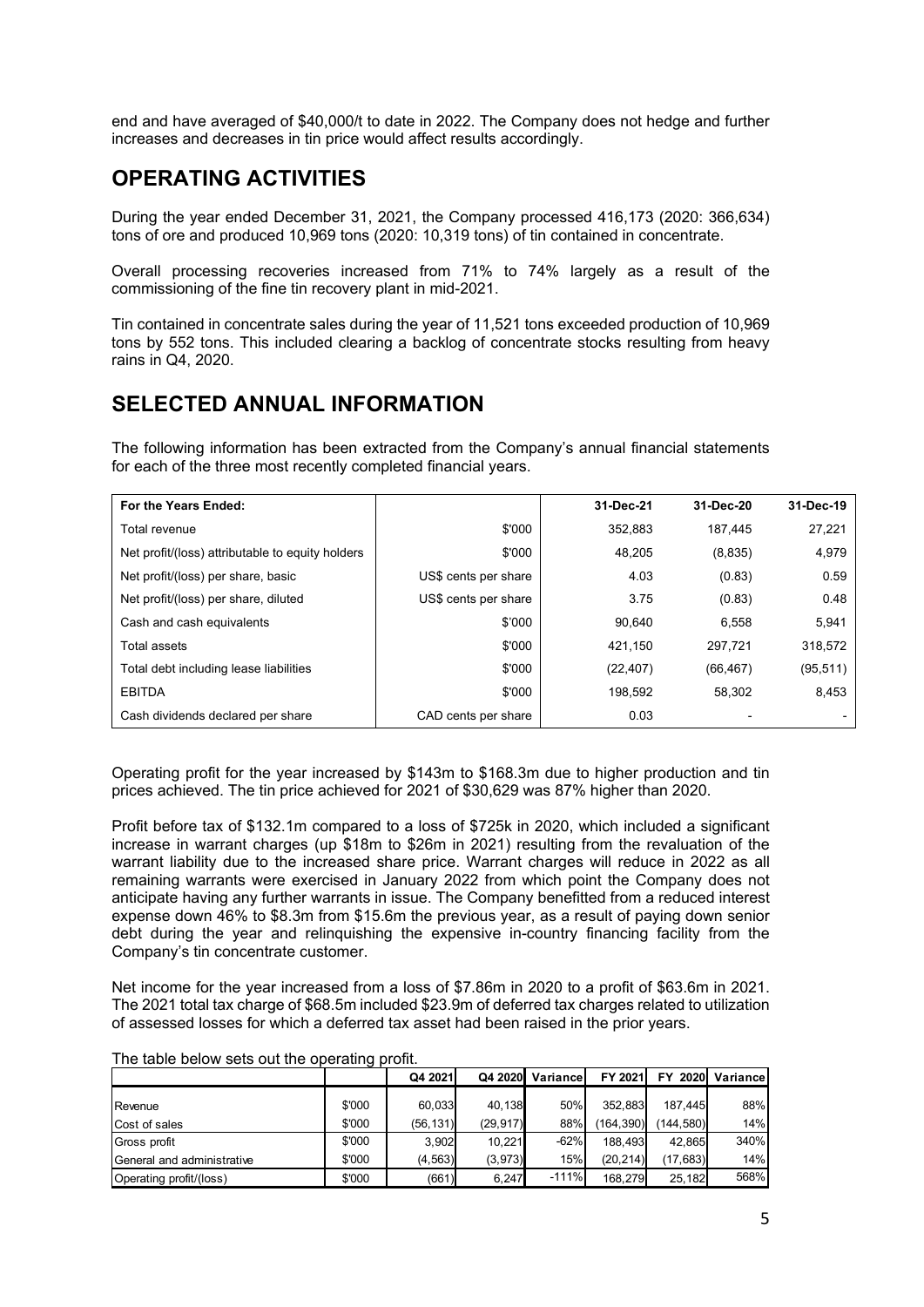end and have averaged of $40,000/t to date in 2022. The Company does not hedge and further increases and decreases in tin price would affect results accordingly.

## OPERATING ACTIVITIES

During the year ended December 31, 2021, the Company processed 416,173 (2020: 366,634) tons of ore and produced 10,969 tons (2020: 10,319 tons) of tin contained in concentrate.

Overall processing recoveries increased from 71% to 74% largely as a result of the commissioning of the fine tin recovery plant in mid-2021.

Tin contained in concentrate sales during the year of 11,521 tons exceeded production of 10,969 tons by 552 tons. This included clearing a backlog of concentrate stocks resulting from heavy rains in Q4, 2020.

## SELECTED ANNUAL INFORMATION

The following information has been extracted from the Company's annual financial statements for each of the three most recently completed financial years.

| For the Years Ended: | | 31-Dec-21 | 31-Dec-20 | 31-Dec-19 |
|---|---|---|---|---|
| Total revenue | $'000 | 352,883 | 187,445 | 27,221 |
| Net profit/(loss) attributable to equity holders | $'000 | 48,205 | (8,835) | 4,979 |
| Net profit/(loss) per share, basic | US$ cents per share | 4.03 | (0.83) | 0.59 |
| Net profit/(loss) per share, diluted | US$ cents per share | 3.75 | (0.83) | 0.48 |
| Cash and cash equivalents | $'000 | 90,640 | 6,558 | 5,941 |
| Total assets | $'000 | 421,150 | 297,721 | 318,572 |
| Total debt including lease liabilities | $'000 | (22,407) | (66,467) | (95,511) |
| EBITDA | $'000 | 198,592 | 58,302 | 8,453 |
| Cash dividends declared per share | CAD cents per share | 0.03 | - | - |

Operating profit for the year increased by $143m to $168.3m due to higher production and tin prices achieved. The tin price achieved for 2021 of $30,629 was 87% higher than 2020.

Profit before tax of $132.1m compared to a loss of $725k in 2020, which included a significant increase in warrant charges (up $18m to $26m in 2021) resulting from the revaluation of the warrant liability due to the increased share price. Warrant charges will reduce in 2022 as all remaining warrants were exercised in January 2022 from which point the Company does not anticipate having any further warrants in issue. The Company benefitted from a reduced interest expense down 46% to $8.3m from $15.6m the previous year, as a result of paying down senior debt during the year and relinquishing the expensive in-country financing facility from the Company's tin concentrate customer.

Net income for the year increased from a loss of $7.86m in 2020 to a profit of $63.6m in 2021. The 2021 total tax charge of $68.5m included $23.9m of deferred tax charges related to utilization of assessed losses for which a deferred tax asset had been raised in the prior years.

The table below sets out the operating profit.

| | | Q4 2021 | Q4 2020 | Variance | FY 2021 | FY 2020 | Variance |
|---|---|---|---|---|---|---|---|
| Revenue | $'000 | 60,033 | 40,138 | 50% | 352,883 | 187,445 | 88% |
| Cost of sales | $'000 | (56,131) | (29,917) | 88% | (164,390) | (144,580) | 14% |
| Gross profit | $'000 | 3,902 | 10,221 | -62% | 188,493 | 42,865 | 340% |
| General and administrative | $'000 | (4,563) | (3,973) | 15% | (20,214) | (17,683) | 14% |
| Operating profit/(loss) | $'000 | (661) | 6,247 | -111% | 168,279 | 25,182 | 568% |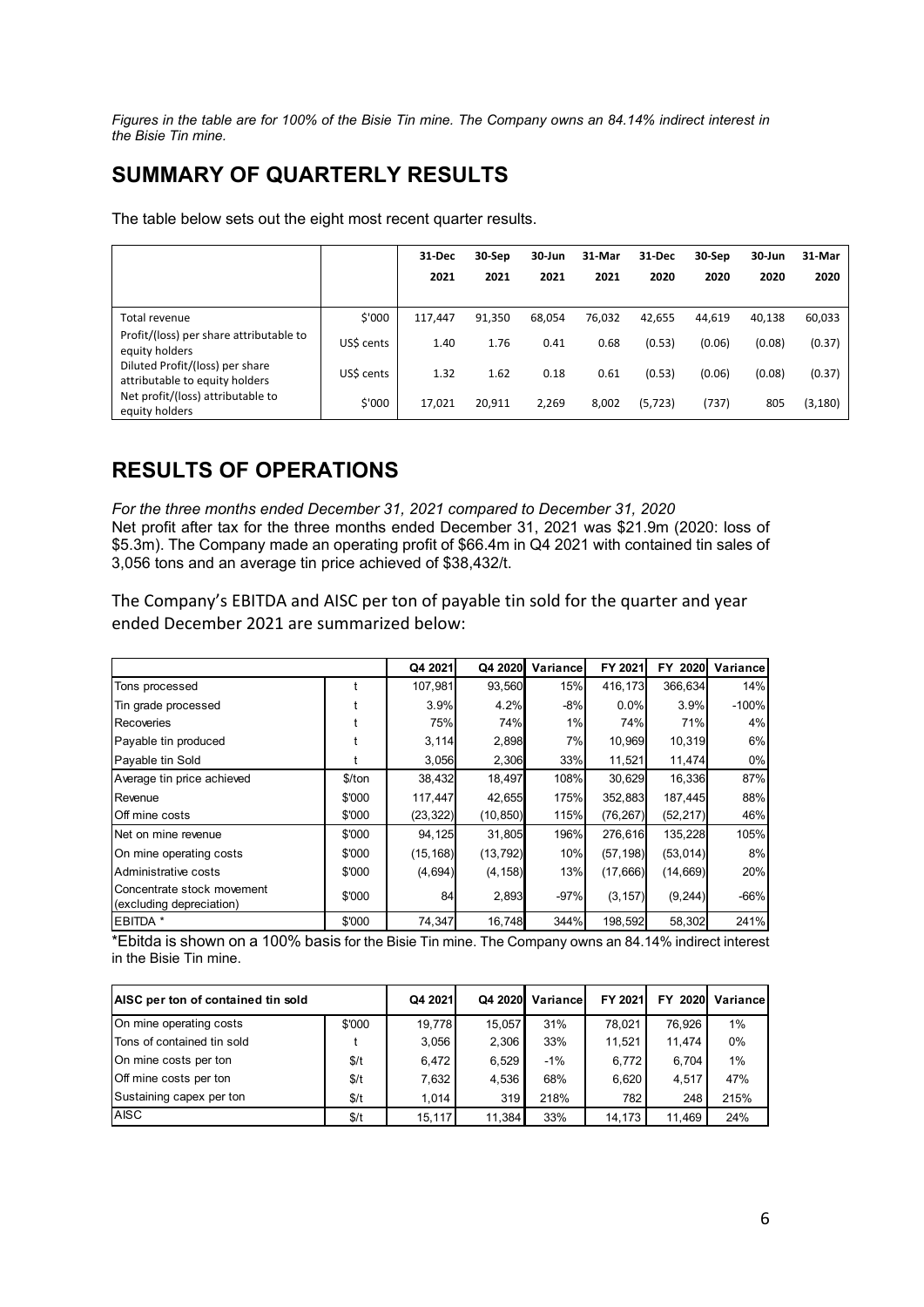*Figures in the table are for 100% of the Bisie Tin mine. The Company owns an 84.14% indirect interest in the Bisie Tin mine.*

## SUMMARY OF QUARTERLY RESULTS

The table below sets out the eight most recent quarter results.

| | | 31-Dec 2021 | 30-Sep 2021 | 30-Jun 2021 | 31-Mar 2021 | 31-Dec 2020 | 30-Sep 2020 | 30-Jun 2020 | 31-Mar 2020 |
|---|---|---|---|---|---|---|---|---|---|
| Total revenue | $'000 | 117,447 | 91,350 | 68,054 | 76,032 | 42,655 | 44,619 | 40,138 | 60,033 |
| Profit/(loss) per share attributable to equity holders | US$ cents | 1.40 | 1.76 | 0.41 | 0.68 | (0.53) | (0.06) | (0.08) | (0.37) |
| Diluted Profit/(loss) per share attributable to equity holders | US$ cents | 1.32 | 1.62 | 0.18 | 0.61 | (0.53) | (0.06) | (0.08) | (0.37) |
| Net profit/(loss) attributable to equity holders | $'000 | 17,021 | 20,911 | 2,269 | 8,002 | (5,723) | (737) | 805 | (3,180) |

## RESULTS OF OPERATIONS

*For the three months ended December 31, 2021 compared to December 31, 2020*
Net profit after tax for the three months ended December 31, 2021 was $21.9m (2020: loss of $5.3m). The Company made an operating profit of $66.4m in Q4 2021 with contained tin sales of 3,056 tons and an average tin price achieved of $38,432/t.

The Company's EBITDA and AISC per ton of payable tin sold for the quarter and year ended December 2021 are summarized below:

| | | Q4 2021 | Q4 2020 | Variance | FY 2021 | FY 2020 | Variance |
|---|---|---|---|---|---|---|---|
| Tons processed | t | 107,981 | 93,560 | 15% | 416,173 | 366,634 | 14% |
| Tin grade processed | t | 3.9% | 4.2% | -8% | 0.0% | 3.9% | -100% |
| Recoveries | t | 75% | 74% | 1% | 74% | 71% | 4% |
| Payable tin produced | t | 3,114 | 2,898 | 7% | 10,969 | 10,319 | 6% |
| Payable tin Sold | t | 3,056 | 2,306 | 33% | 11,521 | 11,474 | 0% |
| Average tin price achieved | $/ton | 38,432 | 18,497 | 108% | 30,629 | 16,336 | 87% |
| Revenue | $'000 | 117,447 | 42,655 | 175% | 352,883 | 187,445 | 88% |
| Off mine costs | $'000 | (23,322) | (10,850) | 115% | (76,267) | (52,217) | 46% |
| Net on mine revenue | $'000 | 94,125 | 31,805 | 196% | 276,616 | 135,228 | 105% |
| On mine operating costs | $'000 | (15,168) | (13,792) | 10% | (57,198) | (53,014) | 8% |
| Administrative costs | $'000 | (4,694) | (4,158) | 13% | (17,666) | (14,669) | 20% |
| Concentrate stock movement (excluding depreciation) | $'000 | 84 | 2,893 | -97% | (3,157) | (9,244) | -66% |
| EBITDA * | $'000 | 74,347 | 16,748 | 344% | 198,592 | 58,302 | 241% |

*Ebitda is shown on a 100% basis for the Bisie Tin mine. The Company owns an 84.14% indirect interest in the Bisie Tin mine.

| AISC per ton of contained tin sold | | Q4 2021 | Q4 2020 | Variance | FY 2021 | FY 2020 | Variance |
|---|---|---|---|---|---|---|---|
| On mine operating costs | $'000 | 19,778 | 15,057 | 31% | 78,021 | 76,926 | 1% |
| Tons of contained tin sold | t | 3,056 | 2,306 | 33% | 11,521 | 11,474 | 0% |
| On mine costs per ton | $/t | 6,472 | 6,529 | -1% | 6,772 | 6,704 | 1% |
| Off mine costs per ton | $/t | 7,632 | 4,536 | 68% | 6,620 | 4,517 | 47% |
| Sustaining capex per ton | $/t | 1,014 | 319 | 218% | 782 | 248 | 215% |
| AISC | $/t | 15,117 | 11,384 | 33% | 14,173 | 11,469 | 24% |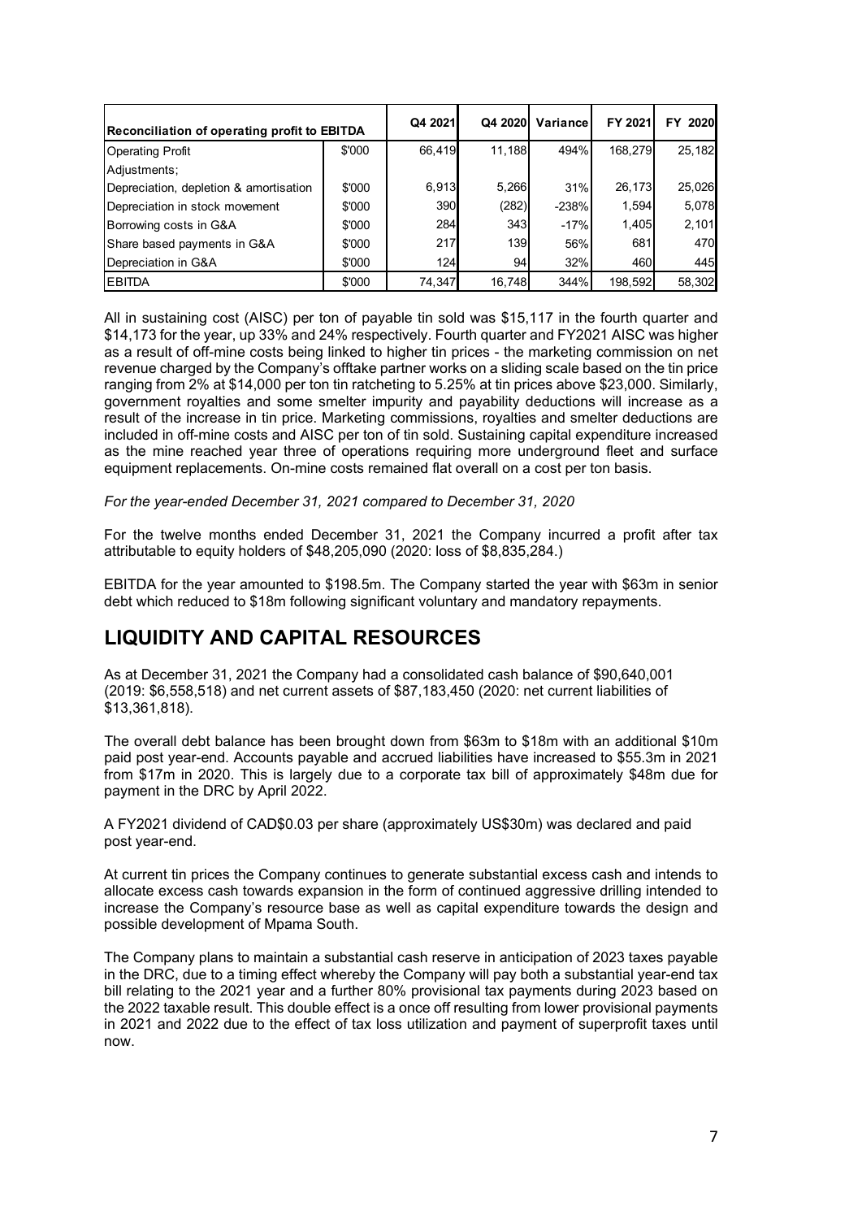| Reconciliation of operating profit to EBITDA | | Q4 2021 | Q4 2020 | Variance | FY 2021 | FY 2020 |
|---|---|---|---|---|---|---|
| Operating Profit | $'000 | 66,419 | 11,188 | 494% | 168,279 | 25,182 |
| Adjustments; | | | | | | |
| Depreciation, depletion & amortisation | $'000 | 6,913 | 5,266 | 31% | 26,173 | 25,026 |
| Depreciation in stock movement | $'000 | 390 | (282) | -238% | 1,594 | 5,078 |
| Borrowing costs in G&A | $'000 | 284 | 343 | -17% | 1,405 | 2,101 |
| Share based payments in G&A | $'000 | 217 | 139 | 56% | 681 | 470 |
| Depreciation in G&A | $'000 | 124 | 94 | 32% | 460 | 445 |
| EBITDA | $'000 | 74,347 | 16,748 | 344% | 198,592 | 58,302 |

All in sustaining cost (AISC) per ton of payable tin sold was $15,117 in the fourth quarter and $14,173 for the year, up 33% and 24% respectively. Fourth quarter and FY2021 AISC was higher as a result of off-mine costs being linked to higher tin prices - the marketing commission on net revenue charged by the Company's offtake partner works on a sliding scale based on the tin price ranging from 2% at $14,000 per ton tin ratcheting to 5.25% at tin prices above $23,000. Similarly, government royalties and some smelter impurity and payability deductions will increase as a result of the increase in tin price. Marketing commissions, royalties and smelter deductions are included in off-mine costs and AISC per ton of tin sold. Sustaining capital expenditure increased as the mine reached year three of operations requiring more underground fleet and surface equipment replacements. On-mine costs remained flat overall on a cost per ton basis.

*For the year-ended December 31, 2021 compared to December 31, 2020*

For the twelve months ended December 31, 2021 the Company incurred a profit after tax attributable to equity holders of $48,205,090 (2020: loss of $8,835,284.)

EBITDA for the year amounted to $198.5m. The Company started the year with $63m in senior debt which reduced to $18m following significant voluntary and mandatory repayments.

## LIQUIDITY AND CAPITAL RESOURCES

As at December 31, 2021 the Company had a consolidated cash balance of $90,640,001 (2019: $6,558,518) and net current assets of $87,183,450 (2020: net current liabilities of $13,361,818).

The overall debt balance has been brought down from $63m to $18m with an additional $10m paid post year-end. Accounts payable and accrued liabilities have increased to $55.3m in 2021 from $17m in 2020. This is largely due to a corporate tax bill of approximately $48m due for payment in the DRC by April 2022.

A FY2021 dividend of CAD$0.03 per share (approximately US$30m) was declared and paid post year-end.

At current tin prices the Company continues to generate substantial excess cash and intends to allocate excess cash towards expansion in the form of continued aggressive drilling intended to increase the Company's resource base as well as capital expenditure towards the design and possible development of Mpama South.

The Company plans to maintain a substantial cash reserve in anticipation of 2023 taxes payable in the DRC, due to a timing effect whereby the Company will pay both a substantial year-end tax bill relating to the 2021 year and a further 80% provisional tax payments during 2023 based on the 2022 taxable result. This double effect is a once off resulting from lower provisional payments in 2021 and 2022 due to the effect of tax loss utilization and payment of superprofit taxes until now.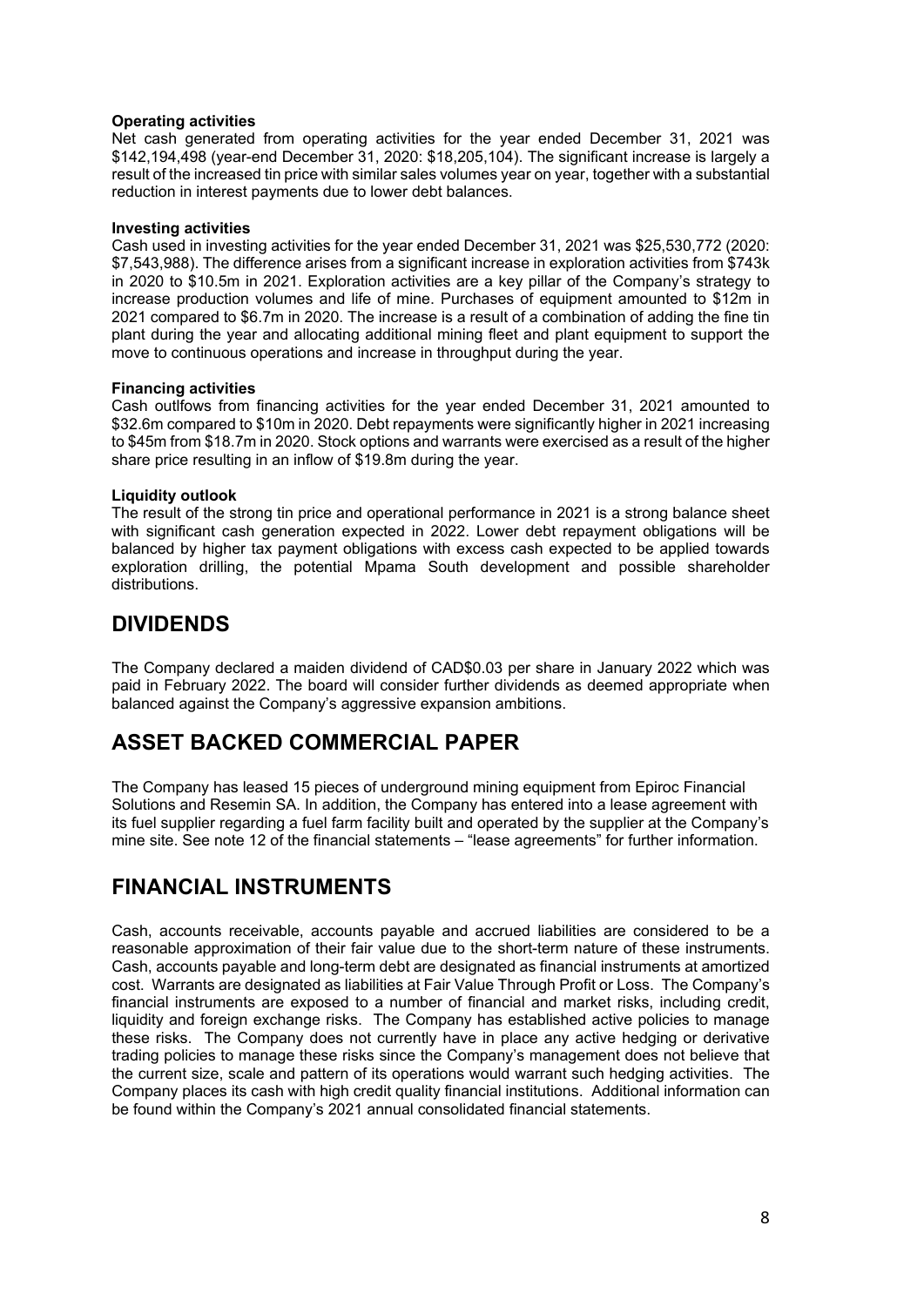**Operating activities**
Net cash generated from operating activities for the year ended December 31, 2021 was \$142,194,498 (year-end December 31, 2020: \$18,205,104). The significant increase is largely a result of the increased tin price with similar sales volumes year on year, together with a substantial reduction in interest payments due to lower debt balances.

**Investing activities**
Cash used in investing activities for the year ended December 31, 2021 was \$25,530,772 (2020: \$7,543,988). The difference arises from a significant increase in exploration activities from \$743k in 2020 to \$10.5m in 2021. Exploration activities are a key pillar of the Company's strategy to increase production volumes and life of mine. Purchases of equipment amounted to \$12m in 2021 compared to \$6.7m in 2020. The increase is a result of a combination of adding the fine tin plant during the year and allocating additional mining fleet and plant equipment to support the move to continuous operations and increase in throughput during the year.

**Financing activities**
Cash outlfows from financing activities for the year ended December 31, 2021 amounted to \$32.6m compared to \$10m in 2020. Debt repayments were significantly higher in 2021 increasing to \$45m from \$18.7m in 2020. Stock options and warrants were exercised as a result of the higher share price resulting in an inflow of \$19.8m during the year.

**Liquidity outlook**
The result of the strong tin price and operational performance in 2021 is a strong balance sheet with significant cash generation expected in 2022. Lower debt repayment obligations will be balanced by higher tax payment obligations with excess cash expected to be applied towards exploration drilling, the potential Mpama South development and possible shareholder distributions.

# DIVIDENDS

The Company declared a maiden dividend of CAD\$0.03 per share in January 2022 which was paid in February 2022. The board will consider further dividends as deemed appropriate when balanced against the Company's aggressive expansion ambitions.

# ASSET BACKED COMMERCIAL PAPER

The Company has leased 15 pieces of underground mining equipment from Epiroc Financial Solutions and Resemin SA. In addition, the Company has entered into a lease agreement with its fuel supplier regarding a fuel farm facility built and operated by the supplier at the Company's mine site. See note 12 of the financial statements – "lease agreements" for further information.

# FINANCIAL INSTRUMENTS

Cash, accounts receivable, accounts payable and accrued liabilities are considered to be a reasonable approximation of their fair value due to the short-term nature of these instruments. Cash, accounts payable and long-term debt are designated as financial instruments at amortized cost. Warrants are designated as liabilities at Fair Value Through Profit or Loss. The Company's financial instruments are exposed to a number of financial and market risks, including credit, liquidity and foreign exchange risks. The Company has established active policies to manage these risks. The Company does not currently have in place any active hedging or derivative trading policies to manage these risks since the Company's management does not believe that the current size, scale and pattern of its operations would warrant such hedging activities. The Company places its cash with high credit quality financial institutions. Additional information can be found within the Company's 2021 annual consolidated financial statements.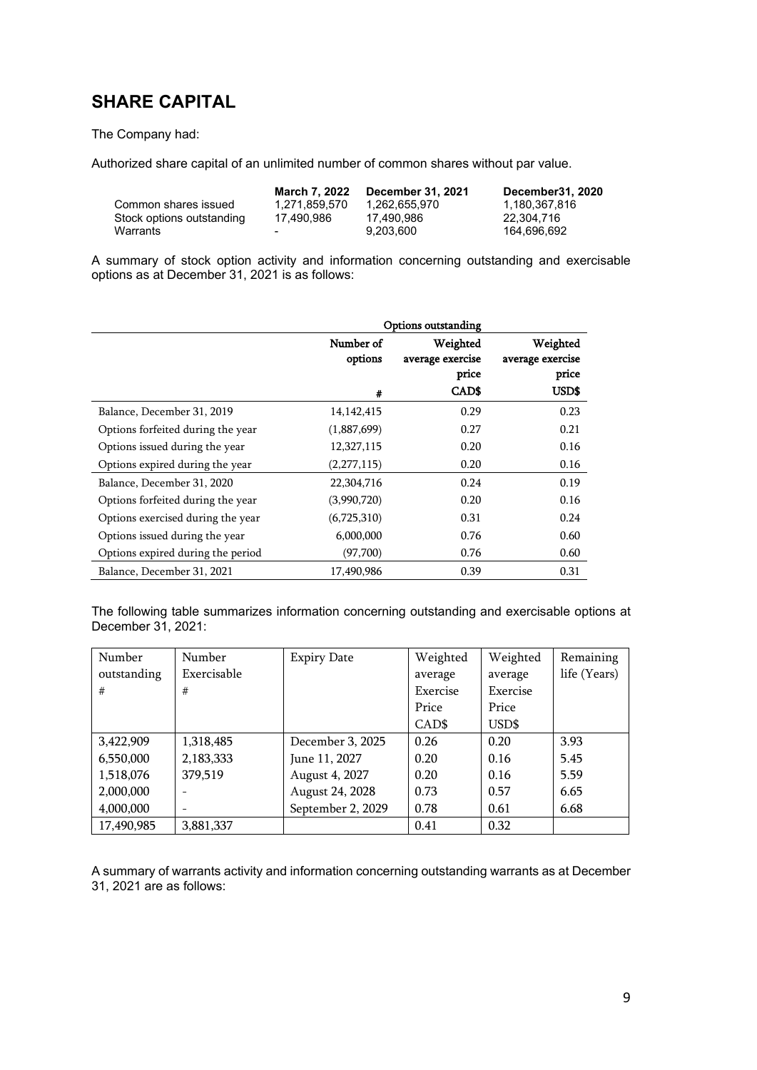## SHARE CAPITAL

The Company had:

Authorized share capital of an unlimited number of common shares without par value.

| | March 7, 2022 | December 31, 2021 | December31, 2020 |
|---|---|---|---|
| Common shares issued | 1,271,859,570 | 1,262,655,970 | 1,180,367,816 |
| Stock options outstanding | 17,490,986 | 17,490,986 | 22,304,716 |
| Warrants | - | 9,203,600 | 164,696,692 |

A summary of stock option activity and information concerning outstanding and exercisable options as at December 31, 2021 is as follows:

| | Options outstanding | | |
|---|---|---|---|
| | Number of options | Weighted average exercise price | Weighted average exercise price |
| | # | CAD$ | USD$ |
| Balance, December 31, 2019 | 14,142,415 | 0.29 | 0.23 |
| Options forfeited during the year | (1,887,699) | 0.27 | 0.21 |
| Options issued during the year | 12,327,115 | 0.20 | 0.16 |
| Options expired during the year | (2,277,115) | 0.20 | 0.16 |
| Balance, December 31, 2020 | 22,304,716 | 0.24 | 0.19 |
| Options forfeited during the year | (3,990,720) | 0.20 | 0.16 |
| Options exercised during the year | (6,725,310) | 0.31 | 0.24 |
| Options issued during the year | 6,000,000 | 0.76 | 0.60 |
| Options expired during the period | (97,700) | 0.76 | 0.60 |
| Balance, December 31, 2021 | 17,490,986 | 0.39 | 0.31 |

The following table summarizes information concerning outstanding and exercisable options at December 31, 2021:

| Number outstanding # | Number Exercisable # | Expiry Date | Weighted average Exercise Price CAD$ | Weighted average Exercise Price USD$ | Remaining life (Years) |
|---|---|---|---|---|---|
| 3,422,909 | 1,318,485 | December 3, 2025 | 0.26 | 0.20 | 3.93 |
| 6,550,000 | 2,183,333 | June 11, 2027 | 0.20 | 0.16 | 5.45 |
| 1,518,076 | 379,519 | August 4, 2027 | 0.20 | 0.16 | 5.59 |
| 2,000,000 | - | August 24, 2028 | 0.73 | 0.57 | 6.65 |
| 4,000,000 | - | September 2, 2029 | 0.78 | 0.61 | 6.68 |
| 17,490,985 | 3,881,337 | | 0.41 | 0.32 | |

A summary of warrants activity and information concerning outstanding warrants as at December 31, 2021 are as follows: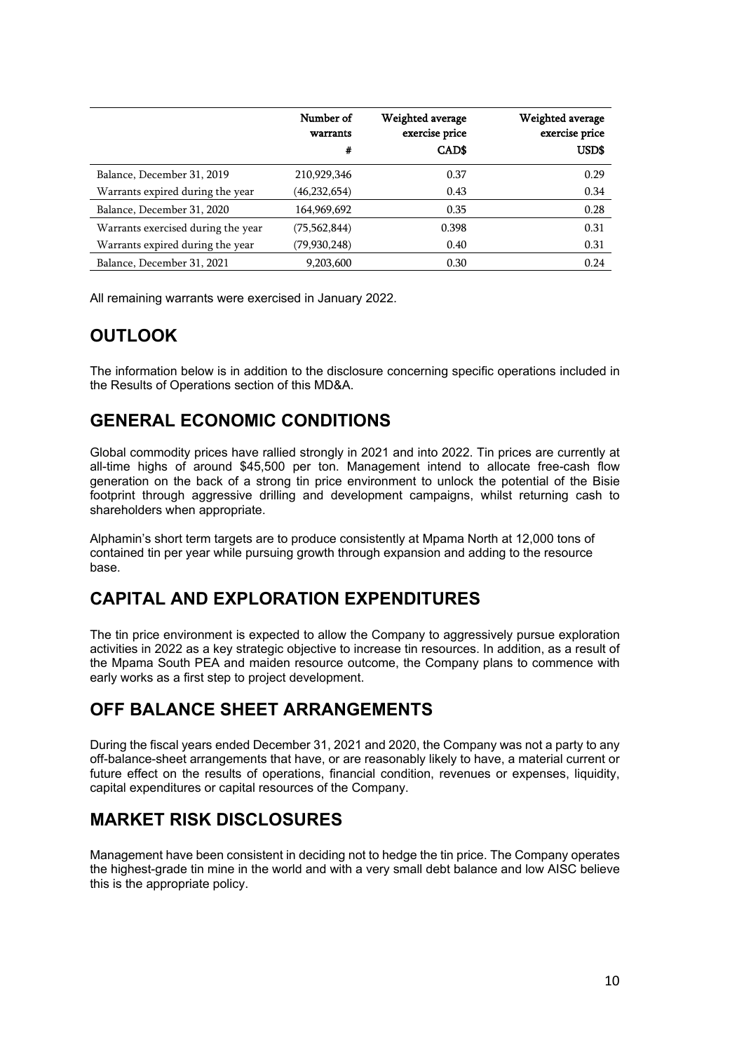| | Number of warrants # | Weighted average exercise price CAD$ | Weighted average exercise price USD$ |
|---|---|---|---|
| Balance, December 31, 2019 | 210,929,346 | 0.37 | 0.29 |
| Warrants expired during the year | (46,232,654) | 0.43 | 0.34 |
| Balance, December 31, 2020 | 164,969,692 | 0.35 | 0.28 |
| Warrants exercised during the year | (75,562,844) | 0.398 | 0.31 |
| Warrants expired during the year | (79,930,248) | 0.40 | 0.31 |
| Balance, December 31, 2021 | 9,203,600 | 0.30 | 0.24 |

All remaining warrants were exercised in January 2022.

## OUTLOOK

The information below is in addition to the disclosure concerning specific operations included in the Results of Operations section of this MD&A.

## GENERAL ECONOMIC CONDITIONS

Global commodity prices have rallied strongly in 2021 and into 2022. Tin prices are currently at all-time highs of around $45,500 per ton. Management intend to allocate free-cash flow generation on the back of a strong tin price environment to unlock the potential of the Bisie footprint through aggressive drilling and development campaigns, whilst returning cash to shareholders when appropriate.

Alphamin's short term targets are to produce consistently at Mpama North at 12,000 tons of contained tin per year while pursuing growth through expansion and adding to the resource base.

## CAPITAL AND EXPLORATION EXPENDITURES

The tin price environment is expected to allow the Company to aggressively pursue exploration activities in 2022 as a key strategic objective to increase tin resources. In addition, as a result of the Mpama South PEA and maiden resource outcome, the Company plans to commence with early works as a first step to project development.

## OFF BALANCE SHEET ARRANGEMENTS

During the fiscal years ended December 31, 2021 and 2020, the Company was not a party to any off-balance-sheet arrangements that have, or are reasonably likely to have, a material current or future effect on the results of operations, financial condition, revenues or expenses, liquidity, capital expenditures or capital resources of the Company.

## MARKET RISK DISCLOSURES

Management have been consistent in deciding not to hedge the tin price. The Company operates the highest-grade tin mine in the world and with a very small debt balance and low AISC believe this is the appropriate policy.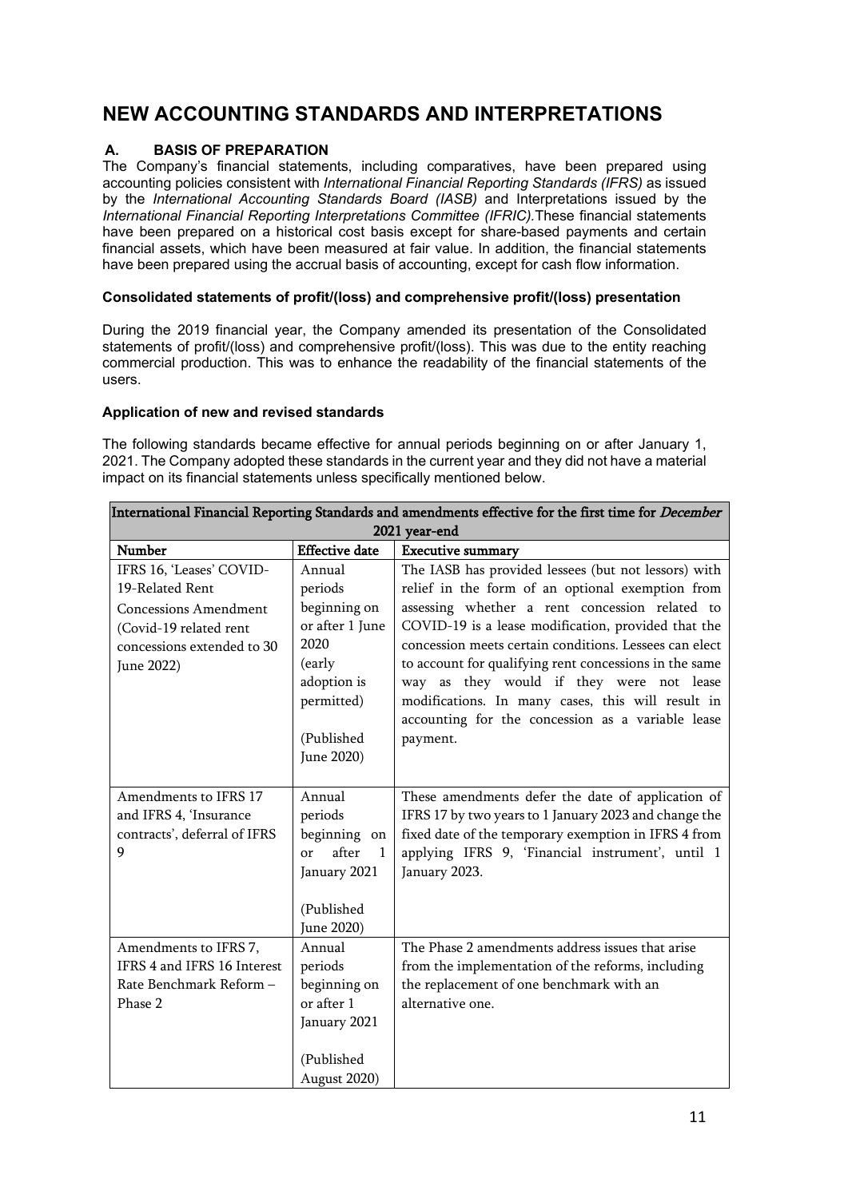# NEW ACCOUNTING STANDARDS AND INTERPRETATIONS

## A. BASIS OF PREPARATION

The Company's financial statements, including comparatives, have been prepared using accounting policies consistent with *International Financial Reporting Standards (IFRS)* as issued by the *International Accounting Standards Board (IASB)* and Interpretations issued by the *International Financial Reporting Interpretations Committee (IFRIC).*These financial statements have been prepared on a historical cost basis except for share-based payments and certain financial assets, which have been measured at fair value. In addition, the financial statements have been prepared using the accrual basis of accounting, except for cash flow information.

### Consolidated statements of profit/(loss) and comprehensive profit/(loss) presentation

During the 2019 financial year, the Company amended its presentation of the Consolidated statements of profit/(loss) and comprehensive profit/(loss). This was due to the entity reaching commercial production. This was to enhance the readability of the financial statements of the users.

### Application of new and revised standards

The following standards became effective for annual periods beginning on or after January 1, 2021. The Company adopted these standards in the current year and they did not have a material impact on its financial statements unless specifically mentioned below.

| International Financial Reporting Standards and amendments effective for the first time for *December* 2021 year-end | | |
|---|---|---|
| **Number** | **Effective date** | **Executive summary** |
| IFRS 16, 'Leases' COVID-19-Related Rent Concessions Amendment (Covid-19 related rent concessions extended to 30 June 2022) | Annual periods beginning on or after 1 June 2020 (early adoption is permitted) (Published June 2020) | The IASB has provided lessees (but not lessors) with relief in the form of an optional exemption from assessing whether a rent concession related to COVID-19 is a lease modification, provided that the concession meets certain conditions. Lessees can elect to account for qualifying rent concessions in the same way as they would if they were not lease modifications. In many cases, this will result in accounting for the concession as a variable lease payment. |
| Amendments to IFRS 17 and IFRS 4, 'Insurance contracts', deferral of IFRS 9 | Annual periods beginning on or after 1 January 2021 (Published June 2020) | These amendments defer the date of application of IFRS 17 by two years to 1 January 2023 and change the fixed date of the temporary exemption in IFRS 4 from applying IFRS 9, 'Financial instrument', until 1 January 2023. |
| Amendments to IFRS 7, IFRS 4 and IFRS 16 Interest Rate Benchmark Reform – Phase 2 | Annual periods beginning on or after 1 January 2021 (Published August 2020) | The Phase 2 amendments address issues that arise from the implementation of the reforms, including the replacement of one benchmark with an alternative one. |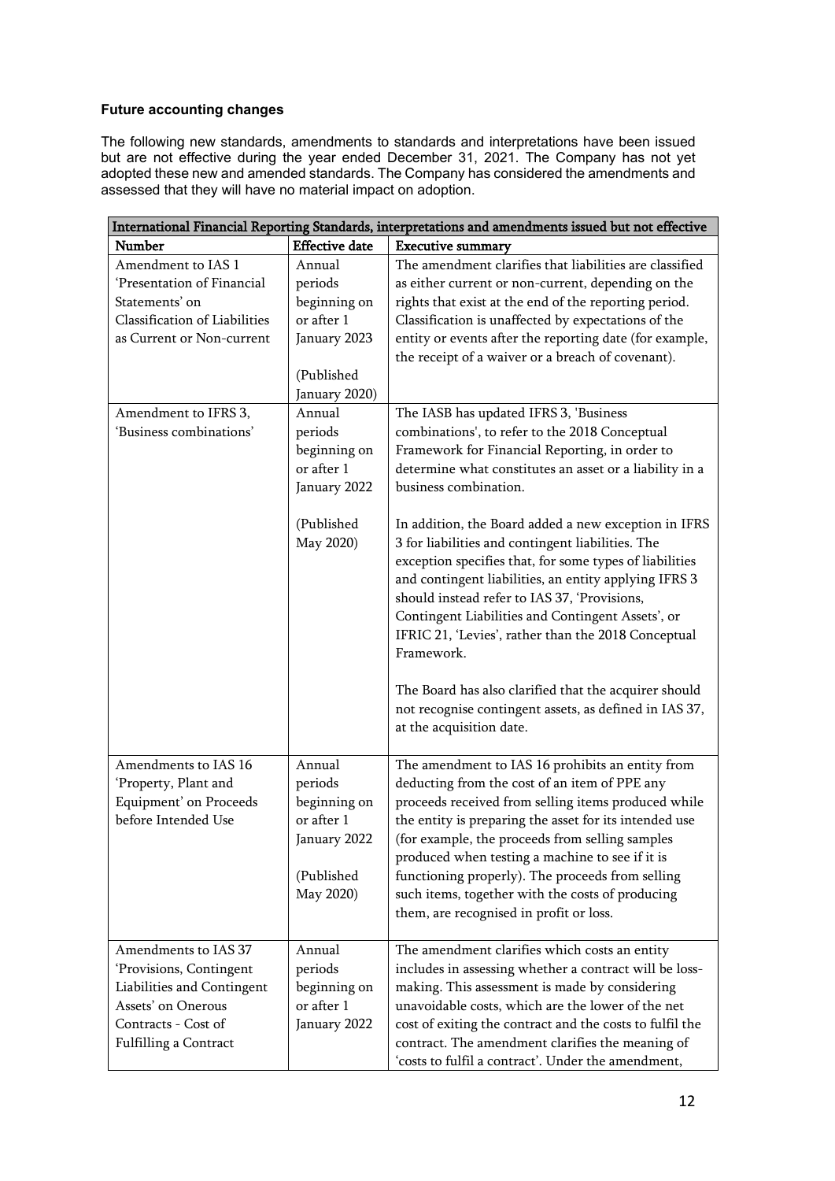**Future accounting changes**

The following new standards, amendments to standards and interpretations have been issued but are not effective during the year ended December 31, 2021. The Company has not yet adopted these new and amended standards. The Company has considered the amendments and assessed that they will have no material impact on adoption.

| International Financial Reporting Standards, interpretations and amendments issued but not effective | | |
|---|---|---|
| **Number** | **Effective date** | **Executive summary** |
| Amendment to IAS 1 'Presentation of Financial Statements' on Classification of Liabilities as Current or Non-current | Annual periods beginning on or after 1 January 2023<br><br>(Published January 2020) | The amendment clarifies that liabilities are classified as either current or non-current, depending on the rights that exist at the end of the reporting period. Classification is unaffected by expectations of the entity or events after the reporting date (for example, the receipt of a waiver or a breach of covenant). |
| Amendment to IFRS 3, 'Business combinations' | Annual periods beginning on or after 1 January 2022<br><br>(Published May 2020) | The IASB has updated IFRS 3, 'Business combinations', to refer to the 2018 Conceptual Framework for Financial Reporting, in order to determine what constitutes an asset or a liability in a business combination.<br><br>In addition, the Board added a new exception in IFRS 3 for liabilities and contingent liabilities. The exception specifies that, for some types of liabilities and contingent liabilities, an entity applying IFRS 3 should instead refer to IAS 37, 'Provisions, Contingent Liabilities and Contingent Assets', or IFRIC 21, 'Levies', rather than the 2018 Conceptual Framework.<br><br>The Board has also clarified that the acquirer should not recognise contingent assets, as defined in IAS 37, at the acquisition date. |
| Amendments to IAS 16 'Property, Plant and Equipment' on Proceeds before Intended Use | Annual periods beginning on or after 1 January 2022<br><br>(Published May 2020) | The amendment to IAS 16 prohibits an entity from deducting from the cost of an item of PPE any proceeds received from selling items produced while the entity is preparing the asset for its intended use (for example, the proceeds from selling samples produced when testing a machine to see if it is functioning properly). The proceeds from selling such items, together with the costs of producing them, are recognised in profit or loss. |
| Amendments to IAS 37 'Provisions, Contingent Liabilities and Contingent Assets' on Onerous Contracts - Cost of Fulfilling a Contract | Annual periods beginning on or after 1 January 2022 | The amendment clarifies which costs an entity includes in assessing whether a contract will be loss-making. This assessment is made by considering unavoidable costs, which are the lower of the net cost of exiting the contract and the costs to fulfil the contract. The amendment clarifies the meaning of 'costs to fulfil a contract'. Under the amendment, |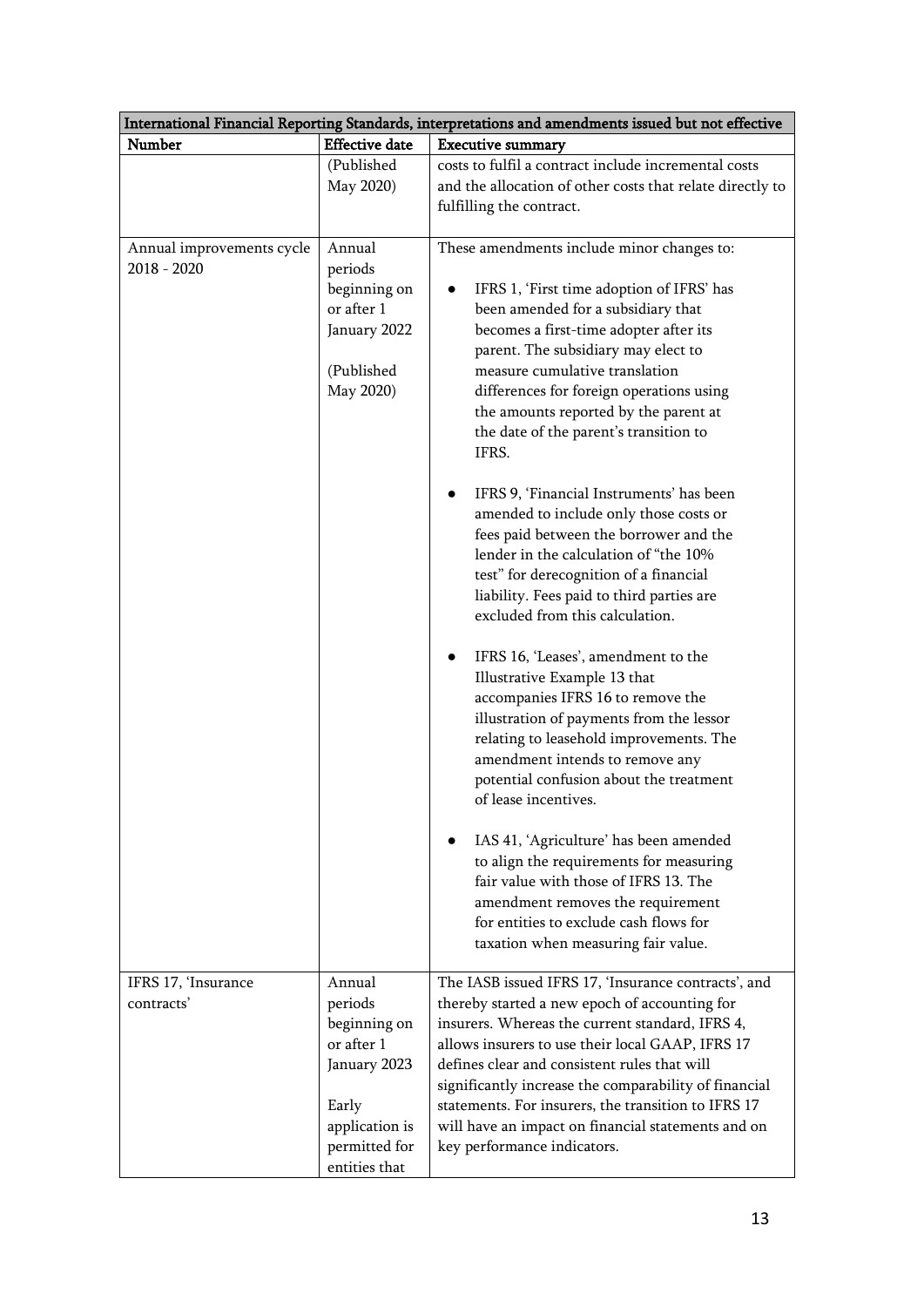| International Financial Reporting Standards, interpretations and amendments issued but not effective | | |
|---|---|---|
| **Number** | **Effective date** | **Executive summary** |
| | (Published May 2020) | costs to fulfil a contract include incremental costs and the allocation of other costs that relate directly to fulfilling the contract. |
| Annual improvements cycle 2018 - 2020 | Annual periods beginning on or after 1 January 2022<br><br>(Published May 2020) | These amendments include minor changes to:<br><br>● IFRS 1, 'First time adoption of IFRS' has been amended for a subsidiary that becomes a first-time adopter after its parent. The subsidiary may elect to measure cumulative translation differences for foreign operations using the amounts reported by the parent at the date of the parent's transition to IFRS.<br><br>● IFRS 9, 'Financial Instruments' has been amended to include only those costs or fees paid between the borrower and the lender in the calculation of "the 10% test" for derecognition of a financial liability. Fees paid to third parties are excluded from this calculation.<br><br>● IFRS 16, 'Leases', amendment to the Illustrative Example 13 that accompanies IFRS 16 to remove the illustration of payments from the lessor relating to leasehold improvements. The amendment intends to remove any potential confusion about the treatment of lease incentives.<br><br>● IAS 41, 'Agriculture' has been amended to align the requirements for measuring fair value with those of IFRS 13. The amendment removes the requirement for entities to exclude cash flows for taxation when measuring fair value. |
| IFRS 17, 'Insurance contracts' | Annual periods beginning on or after 1 January 2023<br><br>Early application is permitted for entities that | The IASB issued IFRS 17, 'Insurance contracts', and thereby started a new epoch of accounting for insurers. Whereas the current standard, IFRS 4, allows insurers to use their local GAAP, IFRS 17 defines clear and consistent rules that will significantly increase the comparability of financial statements. For insurers, the transition to IFRS 17 will have an impact on financial statements and on key performance indicators. |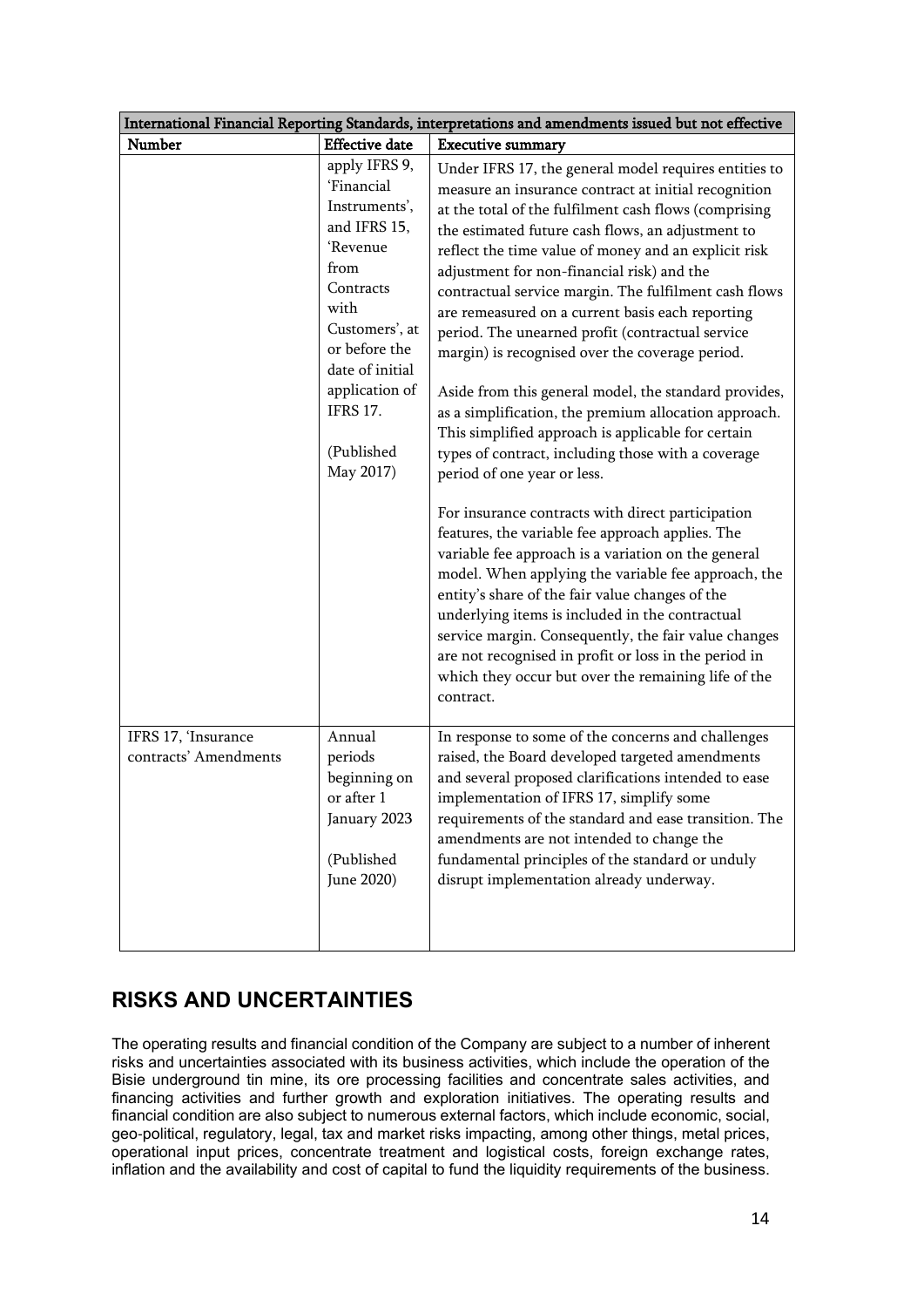| International Financial Reporting Standards, interpretations and amendments issued but not effective | | |
|---|---|---|
| **Number** | **Effective date** | **Executive summary** |
| | apply IFRS 9, 'Financial Instruments', and IFRS 15, 'Revenue from Contracts with Customers', at or before the date of initial application of IFRS 17.<br><br>(Published May 2017) | Under IFRS 17, the general model requires entities to measure an insurance contract at initial recognition at the total of the fulfilment cash flows (comprising the estimated future cash flows, an adjustment to reflect the time value of money and an explicit risk adjustment for non-financial risk) and the contractual service margin. The fulfilment cash flows are remeasured on a current basis each reporting period. The unearned profit (contractual service margin) is recognised over the coverage period.<br><br>Aside from this general model, the standard provides, as a simplification, the premium allocation approach. This simplified approach is applicable for certain types of contract, including those with a coverage period of one year or less.<br><br>For insurance contracts with direct participation features, the variable fee approach applies. The variable fee approach is a variation on the general model. When applying the variable fee approach, the entity's share of the fair value changes of the underlying items is included in the contractual service margin. Consequently, the fair value changes are not recognised in profit or loss in the period in which they occur but over the remaining life of the contract. |
| IFRS 17, 'Insurance contracts' Amendments | Annual periods beginning on or after 1 January 2023<br><br>(Published June 2020) | In response to some of the concerns and challenges raised, the Board developed targeted amendments and several proposed clarifications intended to ease implementation of IFRS 17, simplify some requirements of the standard and ease transition. The amendments are not intended to change the fundamental principles of the standard or unduly disrupt implementation already underway. |

## RISKS AND UNCERTAINTIES

The operating results and financial condition of the Company are subject to a number of inherent risks and uncertainties associated with its business activities, which include the operation of the Bisie underground tin mine, its ore processing facilities and concentrate sales activities, and financing activities and further growth and exploration initiatives. The operating results and financial condition are also subject to numerous external factors, which include economic, social, geo-political, regulatory, legal, tax and market risks impacting, among other things, metal prices, operational input prices, concentrate treatment and logistical costs, foreign exchange rates, inflation and the availability and cost of capital to fund the liquidity requirements of the business.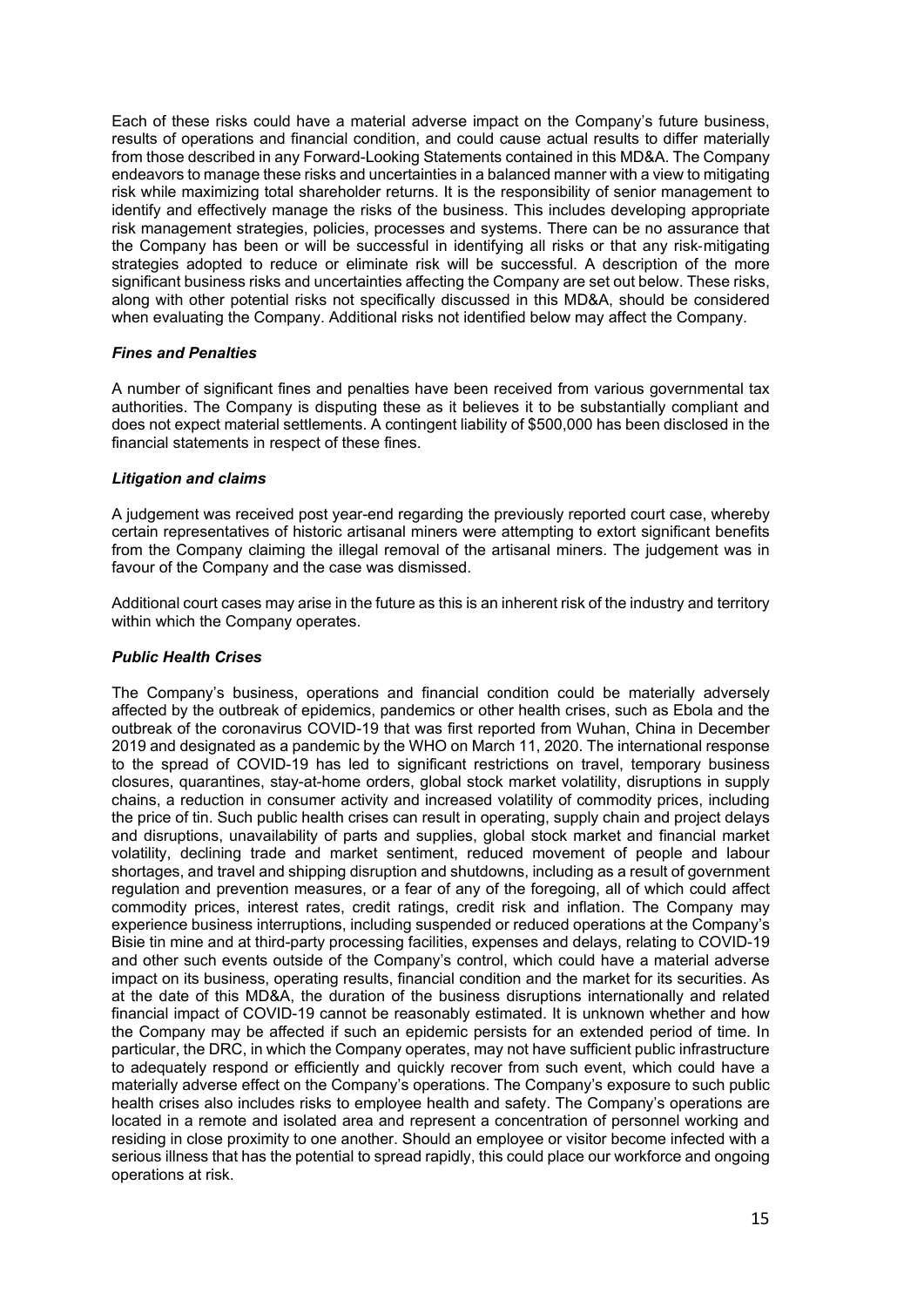Each of these risks could have a material adverse impact on the Company's future business, results of operations and financial condition, and could cause actual results to differ materially from those described in any Forward-Looking Statements contained in this MD&A. The Company endeavors to manage these risks and uncertainties in a balanced manner with a view to mitigating risk while maximizing total shareholder returns. It is the responsibility of senior management to identify and effectively manage the risks of the business. This includes developing appropriate risk management strategies, policies, processes and systems. There can be no assurance that the Company has been or will be successful in identifying all risks or that any risk-mitigating strategies adopted to reduce or eliminate risk will be successful. A description of the more significant business risks and uncertainties affecting the Company are set out below. These risks, along with other potential risks not specifically discussed in this MD&A, should be considered when evaluating the Company. Additional risks not identified below may affect the Company.

***Fines and Penalties***

A number of significant fines and penalties have been received from various governmental tax authorities. The Company is disputing these as it believes it to be substantially compliant and does not expect material settlements. A contingent liability of $500,000 has been disclosed in the financial statements in respect of these fines.

***Litigation and claims***

A judgement was received post year-end regarding the previously reported court case, whereby certain representatives of historic artisanal miners were attempting to extort significant benefits from the Company claiming the illegal removal of the artisanal miners. The judgement was in favour of the Company and the case was dismissed.

Additional court cases may arise in the future as this is an inherent risk of the industry and territory within which the Company operates.

***Public Health Crises***

The Company's business, operations and financial condition could be materially adversely affected by the outbreak of epidemics, pandemics or other health crises, such as Ebola and the outbreak of the coronavirus COVID-19 that was first reported from Wuhan, China in December 2019 and designated as a pandemic by the WHO on March 11, 2020. The international response to the spread of COVID-19 has led to significant restrictions on travel, temporary business closures, quarantines, stay-at-home orders, global stock market volatility, disruptions in supply chains, a reduction in consumer activity and increased volatility of commodity prices, including the price of tin. Such public health crises can result in operating, supply chain and project delays and disruptions, unavailability of parts and supplies, global stock market and financial market volatility, declining trade and market sentiment, reduced movement of people and labour shortages, and travel and shipping disruption and shutdowns, including as a result of government regulation and prevention measures, or a fear of any of the foregoing, all of which could affect commodity prices, interest rates, credit ratings, credit risk and inflation. The Company may experience business interruptions, including suspended or reduced operations at the Company's Bisie tin mine and at third-party processing facilities, expenses and delays, relating to COVID-19 and other such events outside of the Company's control, which could have a material adverse impact on its business, operating results, financial condition and the market for its securities. As at the date of this MD&A, the duration of the business disruptions internationally and related financial impact of COVID-19 cannot be reasonably estimated. It is unknown whether and how the Company may be affected if such an epidemic persists for an extended period of time. In particular, the DRC, in which the Company operates, may not have sufficient public infrastructure to adequately respond or efficiently and quickly recover from such event, which could have a materially adverse effect on the Company's operations. The Company's exposure to such public health crises also includes risks to employee health and safety. The Company's operations are located in a remote and isolated area and represent a concentration of personnel working and residing in close proximity to one another. Should an employee or visitor become infected with a serious illness that has the potential to spread rapidly, this could place our workforce and ongoing operations at risk.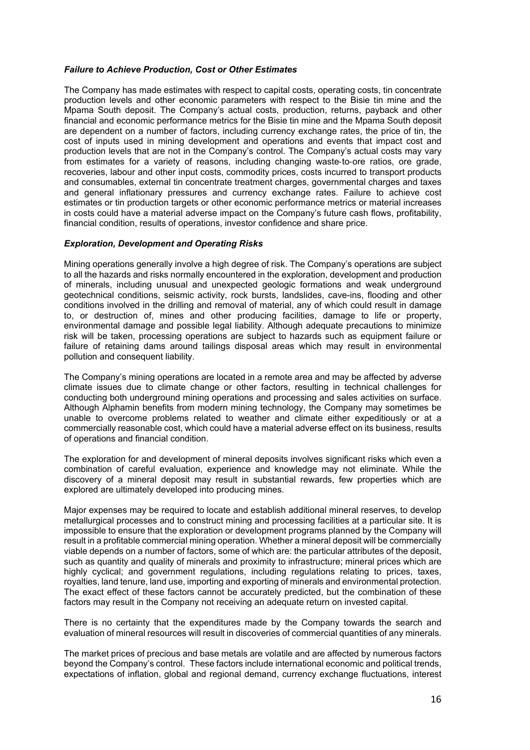### *Failure to Achieve Production, Cost or Other Estimates*

The Company has made estimates with respect to capital costs, operating costs, tin concentrate production levels and other economic parameters with respect to the Bisie tin mine and the Mpama South deposit. The Company's actual costs, production, returns, payback and other financial and economic performance metrics for the Bisie tin mine and the Mpama South deposit are dependent on a number of factors, including currency exchange rates, the price of tin, the cost of inputs used in mining development and operations and events that impact cost and production levels that are not in the Company's control. The Company's actual costs may vary from estimates for a variety of reasons, including changing waste-to-ore ratios, ore grade, recoveries, labour and other input costs, commodity prices, costs incurred to transport products and consumables, external tin concentrate treatment charges, governmental charges and taxes and general inflationary pressures and currency exchange rates. Failure to achieve cost estimates or tin production targets or other economic performance metrics or material increases in costs could have a material adverse impact on the Company's future cash flows, profitability, financial condition, results of operations, investor confidence and share price.

### *Exploration, Development and Operating Risks*

Mining operations generally involve a high degree of risk. The Company's operations are subject to all the hazards and risks normally encountered in the exploration, development and production of minerals, including unusual and unexpected geologic formations and weak underground geotechnical conditions, seismic activity, rock bursts, landslides, cave-ins, flooding and other conditions involved in the drilling and removal of material, any of which could result in damage to, or destruction of, mines and other producing facilities, damage to life or property, environmental damage and possible legal liability. Although adequate precautions to minimize risk will be taken, processing operations are subject to hazards such as equipment failure or failure of retaining dams around tailings disposal areas which may result in environmental pollution and consequent liability.

The Company's mining operations are located in a remote area and may be affected by adverse climate issues due to climate change or other factors, resulting in technical challenges for conducting both underground mining operations and processing and sales activities on surface. Although Alphamin benefits from modern mining technology, the Company may sometimes be unable to overcome problems related to weather and climate either expeditiously or at a commercially reasonable cost, which could have a material adverse effect on its business, results of operations and financial condition.

The exploration for and development of mineral deposits involves significant risks which even a combination of careful evaluation, experience and knowledge may not eliminate. While the discovery of a mineral deposit may result in substantial rewards, few properties which are explored are ultimately developed into producing mines.

Major expenses may be required to locate and establish additional mineral reserves, to develop metallurgical processes and to construct mining and processing facilities at a particular site. It is impossible to ensure that the exploration or development programs planned by the Company will result in a profitable commercial mining operation. Whether a mineral deposit will be commercially viable depends on a number of factors, some of which are: the particular attributes of the deposit, such as quantity and quality of minerals and proximity to infrastructure; mineral prices which are highly cyclical; and government regulations, including regulations relating to prices, taxes, royalties, land tenure, land use, importing and exporting of minerals and environmental protection. The exact effect of these factors cannot be accurately predicted, but the combination of these factors may result in the Company not receiving an adequate return on invested capital.

There is no certainty that the expenditures made by the Company towards the search and evaluation of mineral resources will result in discoveries of commercial quantities of any minerals.

The market prices of precious and base metals are volatile and are affected by numerous factors beyond the Company's control. These factors include international economic and political trends, expectations of inflation, global and regional demand, currency exchange fluctuations, interest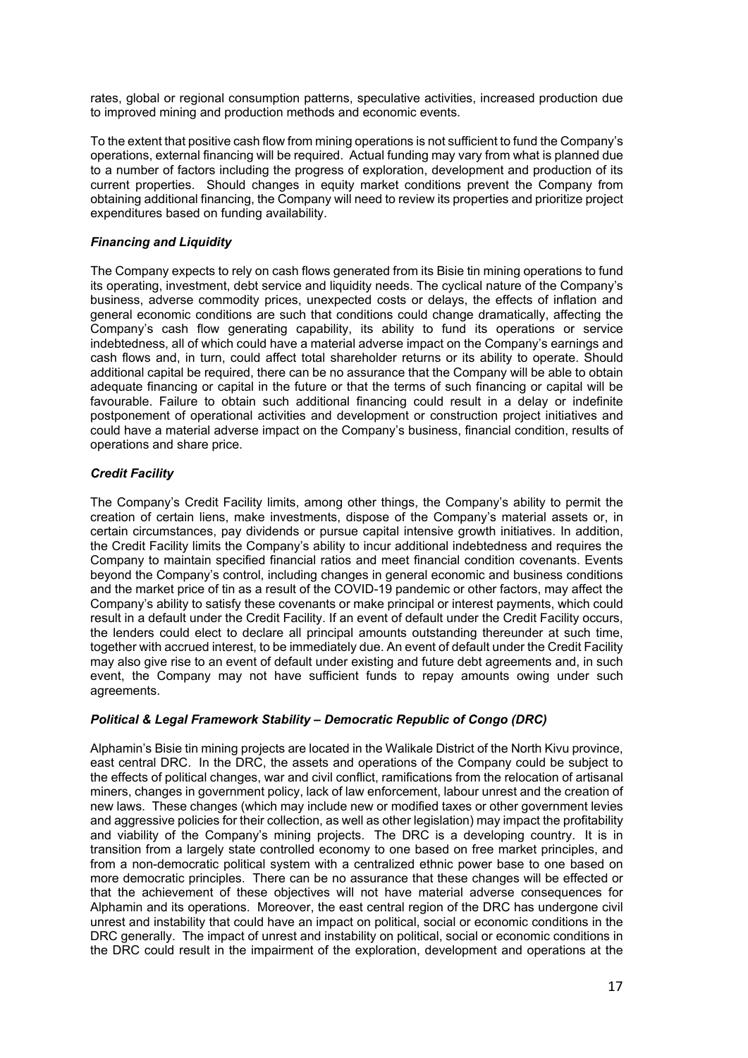rates, global or regional consumption patterns, speculative activities, increased production due to improved mining and production methods and economic events.

To the extent that positive cash flow from mining operations is not sufficient to fund the Company's operations, external financing will be required. Actual funding may vary from what is planned due to a number of factors including the progress of exploration, development and production of its current properties. Should changes in equity market conditions prevent the Company from obtaining additional financing, the Company will need to review its properties and prioritize project expenditures based on funding availability.

***Financing and Liquidity***

The Company expects to rely on cash flows generated from its Bisie tin mining operations to fund its operating, investment, debt service and liquidity needs. The cyclical nature of the Company's business, adverse commodity prices, unexpected costs or delays, the effects of inflation and general economic conditions are such that conditions could change dramatically, affecting the Company's cash flow generating capability, its ability to fund its operations or service indebtedness, all of which could have a material adverse impact on the Company's earnings and cash flows and, in turn, could affect total shareholder returns or its ability to operate. Should additional capital be required, there can be no assurance that the Company will be able to obtain adequate financing or capital in the future or that the terms of such financing or capital will be favourable. Failure to obtain such additional financing could result in a delay or indefinite postponement of operational activities and development or construction project initiatives and could have a material adverse impact on the Company's business, financial condition, results of operations and share price.

***Credit Facility***

The Company's Credit Facility limits, among other things, the Company's ability to permit the creation of certain liens, make investments, dispose of the Company's material assets or, in certain circumstances, pay dividends or pursue capital intensive growth initiatives. In addition, the Credit Facility limits the Company's ability to incur additional indebtedness and requires the Company to maintain specified financial ratios and meet financial condition covenants. Events beyond the Company's control, including changes in general economic and business conditions and the market price of tin as a result of the COVID-19 pandemic or other factors, may affect the Company's ability to satisfy these covenants or make principal or interest payments, which could result in a default under the Credit Facility. If an event of default under the Credit Facility occurs, the lenders could elect to declare all principal amounts outstanding thereunder at such time, together with accrued interest, to be immediately due. An event of default under the Credit Facility may also give rise to an event of default under existing and future debt agreements and, in such event, the Company may not have sufficient funds to repay amounts owing under such agreements.

***Political & Legal Framework Stability – Democratic Republic of Congo (DRC)***

Alphamin's Bisie tin mining projects are located in the Walikale District of the North Kivu province, east central DRC. In the DRC, the assets and operations of the Company could be subject to the effects of political changes, war and civil conflict, ramifications from the relocation of artisanal miners, changes in government policy, lack of law enforcement, labour unrest and the creation of new laws. These changes (which may include new or modified taxes or other government levies and aggressive policies for their collection, as well as other legislation) may impact the profitability and viability of the Company's mining projects. The DRC is a developing country. It is in transition from a largely state controlled economy to one based on free market principles, and from a non-democratic political system with a centralized ethnic power base to one based on more democratic principles. There can be no assurance that these changes will be effected or that the achievement of these objectives will not have material adverse consequences for Alphamin and its operations. Moreover, the east central region of the DRC has undergone civil unrest and instability that could have an impact on political, social or economic conditions in the DRC generally. The impact of unrest and instability on political, social or economic conditions in the DRC could result in the impairment of the exploration, development and operations at the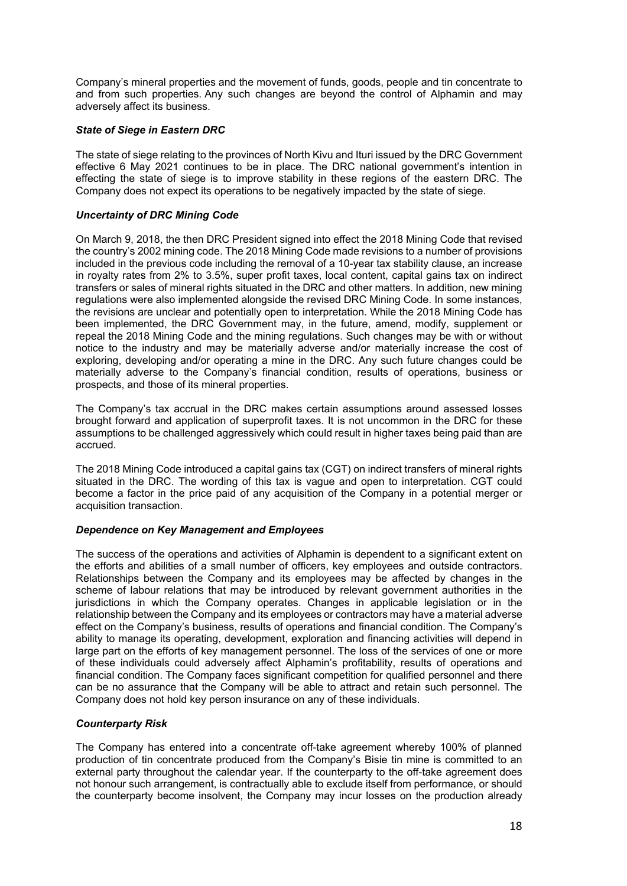Company's mineral properties and the movement of funds, goods, people and tin concentrate to and from such properties. Any such changes are beyond the control of Alphamin and may adversely affect its business.

***State of Siege in Eastern DRC***

The state of siege relating to the provinces of North Kivu and Ituri issued by the DRC Government effective 6 May 2021 continues to be in place. The DRC national government's intention in effecting the state of siege is to improve stability in these regions of the eastern DRC. The Company does not expect its operations to be negatively impacted by the state of siege.

***Uncertainty of DRC Mining Code***

On March 9, 2018, the then DRC President signed into effect the 2018 Mining Code that revised the country's 2002 mining code. The 2018 Mining Code made revisions to a number of provisions included in the previous code including the removal of a 10-year tax stability clause, an increase in royalty rates from 2% to 3.5%, super profit taxes, local content, capital gains tax on indirect transfers or sales of mineral rights situated in the DRC and other matters. In addition, new mining regulations were also implemented alongside the revised DRC Mining Code. In some instances, the revisions are unclear and potentially open to interpretation. While the 2018 Mining Code has been implemented, the DRC Government may, in the future, amend, modify, supplement or repeal the 2018 Mining Code and the mining regulations. Such changes may be with or without notice to the industry and may be materially adverse and/or materially increase the cost of exploring, developing and/or operating a mine in the DRC. Any such future changes could be materially adverse to the Company's financial condition, results of operations, business or prospects, and those of its mineral properties.

The Company's tax accrual in the DRC makes certain assumptions around assessed losses brought forward and application of superprofit taxes. It is not uncommon in the DRC for these assumptions to be challenged aggressively which could result in higher taxes being paid than are accrued.

The 2018 Mining Code introduced a capital gains tax (CGT) on indirect transfers of mineral rights situated in the DRC. The wording of this tax is vague and open to interpretation. CGT could become a factor in the price paid of any acquisition of the Company in a potential merger or acquisition transaction.

***Dependence on Key Management and Employees***

The success of the operations and activities of Alphamin is dependent to a significant extent on the efforts and abilities of a small number of officers, key employees and outside contractors. Relationships between the Company and its employees may be affected by changes in the scheme of labour relations that may be introduced by relevant government authorities in the jurisdictions in which the Company operates. Changes in applicable legislation or in the relationship between the Company and its employees or contractors may have a material adverse effect on the Company's business, results of operations and financial condition. The Company's ability to manage its operating, development, exploration and financing activities will depend in large part on the efforts of key management personnel. The loss of the services of one or more of these individuals could adversely affect Alphamin's profitability, results of operations and financial condition. The Company faces significant competition for qualified personnel and there can be no assurance that the Company will be able to attract and retain such personnel. The Company does not hold key person insurance on any of these individuals.

***Counterparty Risk***

The Company has entered into a concentrate off-take agreement whereby 100% of planned production of tin concentrate produced from the Company's Bisie tin mine is committed to an external party throughout the calendar year. If the counterparty to the off-take agreement does not honour such arrangement, is contractually able to exclude itself from performance, or should the counterparty become insolvent, the Company may incur losses on the production already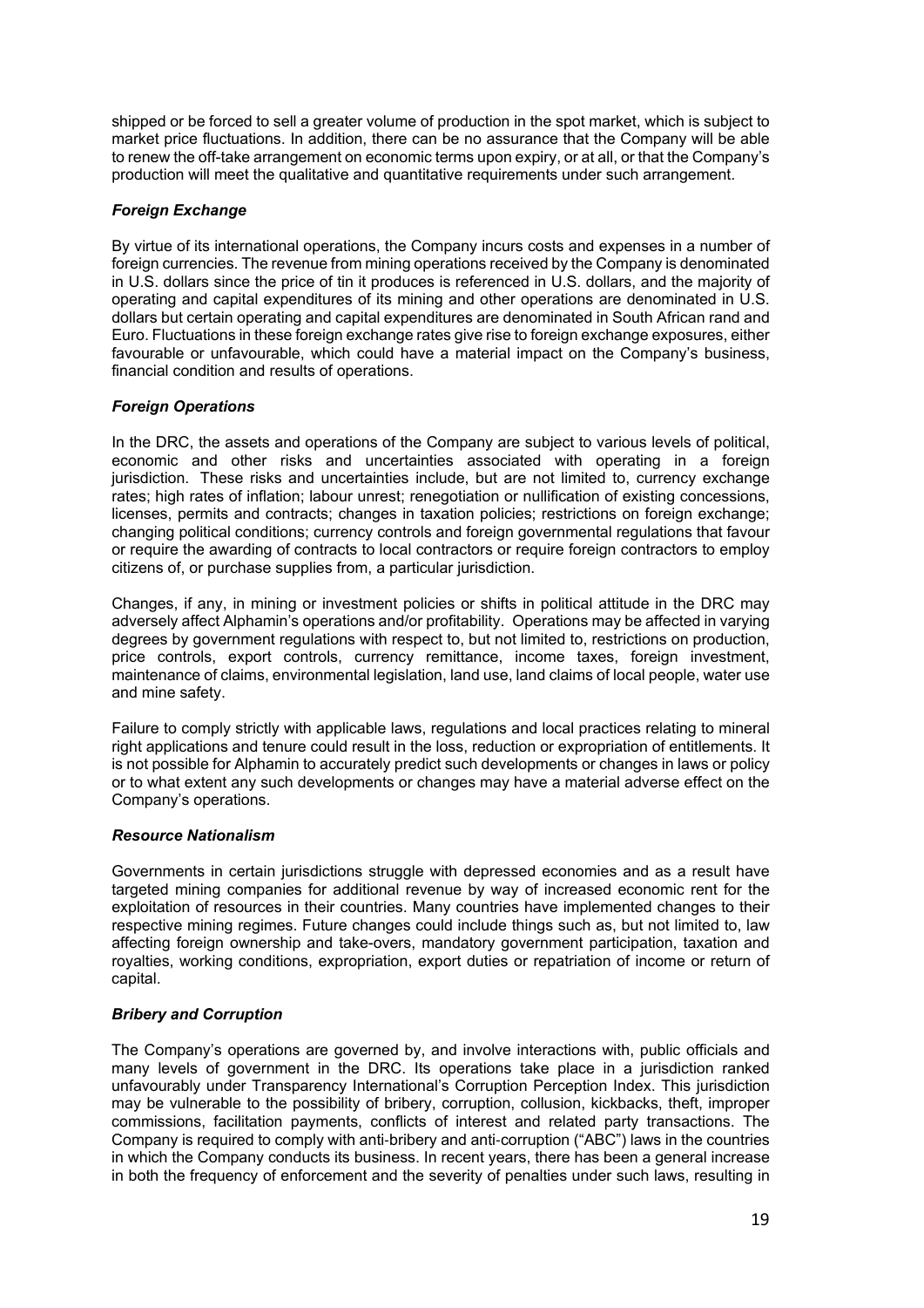shipped or be forced to sell a greater volume of production in the spot market, which is subject to market price fluctuations. In addition, there can be no assurance that the Company will be able to renew the off-take arrangement on economic terms upon expiry, or at all, or that the Company's production will meet the qualitative and quantitative requirements under such arrangement.

### *Foreign Exchange*

By virtue of its international operations, the Company incurs costs and expenses in a number of foreign currencies. The revenue from mining operations received by the Company is denominated in U.S. dollars since the price of tin it produces is referenced in U.S. dollars, and the majority of operating and capital expenditures of its mining and other operations are denominated in U.S. dollars but certain operating and capital expenditures are denominated in South African rand and Euro. Fluctuations in these foreign exchange rates give rise to foreign exchange exposures, either favourable or unfavourable, which could have a material impact on the Company's business, financial condition and results of operations.

### *Foreign Operations*

In the DRC, the assets and operations of the Company are subject to various levels of political, economic and other risks and uncertainties associated with operating in a foreign jurisdiction. These risks and uncertainties include, but are not limited to, currency exchange rates; high rates of inflation; labour unrest; renegotiation or nullification of existing concessions, licenses, permits and contracts; changes in taxation policies; restrictions on foreign exchange; changing political conditions; currency controls and foreign governmental regulations that favour or require the awarding of contracts to local contractors or require foreign contractors to employ citizens of, or purchase supplies from, a particular jurisdiction.

Changes, if any, in mining or investment policies or shifts in political attitude in the DRC may adversely affect Alphamin's operations and/or profitability. Operations may be affected in varying degrees by government regulations with respect to, but not limited to, restrictions on production, price controls, export controls, currency remittance, income taxes, foreign investment, maintenance of claims, environmental legislation, land use, land claims of local people, water use and mine safety.

Failure to comply strictly with applicable laws, regulations and local practices relating to mineral right applications and tenure could result in the loss, reduction or expropriation of entitlements. It is not possible for Alphamin to accurately predict such developments or changes in laws or policy or to what extent any such developments or changes may have a material adverse effect on the Company's operations.

### *Resource Nationalism*

Governments in certain jurisdictions struggle with depressed economies and as a result have targeted mining companies for additional revenue by way of increased economic rent for the exploitation of resources in their countries. Many countries have implemented changes to their respective mining regimes. Future changes could include things such as, but not limited to, law affecting foreign ownership and take-overs, mandatory government participation, taxation and royalties, working conditions, expropriation, export duties or repatriation of income or return of capital.

### *Bribery and Corruption*

The Company's operations are governed by, and involve interactions with, public officials and many levels of government in the DRC. Its operations take place in a jurisdiction ranked unfavourably under Transparency International's Corruption Perception Index. This jurisdiction may be vulnerable to the possibility of bribery, corruption, collusion, kickbacks, theft, improper commissions, facilitation payments, conflicts of interest and related party transactions. The Company is required to comply with anti-bribery and anti-corruption ("ABC") laws in the countries in which the Company conducts its business. In recent years, there has been a general increase in both the frequency of enforcement and the severity of penalties under such laws, resulting in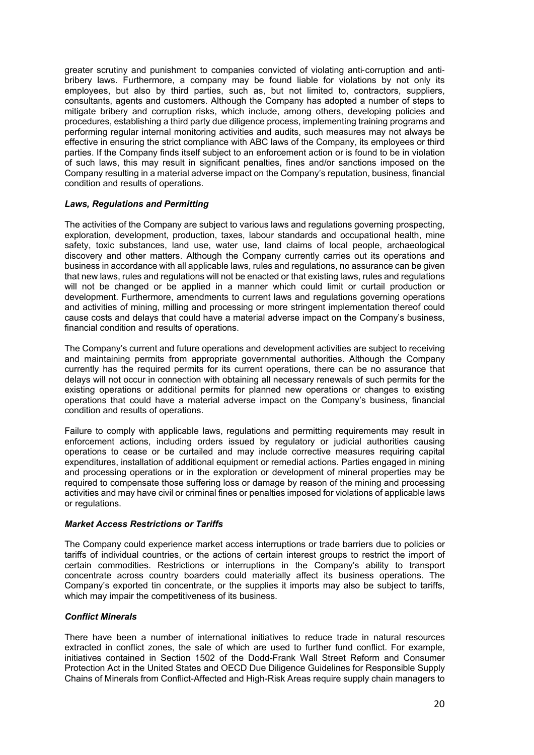greater scrutiny and punishment to companies convicted of violating anti-corruption and anti-bribery laws. Furthermore, a company may be found liable for violations by not only its employees, but also by third parties, such as, but not limited to, contractors, suppliers, consultants, agents and customers. Although the Company has adopted a number of steps to mitigate bribery and corruption risks, which include, among others, developing policies and procedures, establishing a third party due diligence process, implementing training programs and performing regular internal monitoring activities and audits, such measures may not always be effective in ensuring the strict compliance with ABC laws of the Company, its employees or third parties. If the Company finds itself subject to an enforcement action or is found to be in violation of such laws, this may result in significant penalties, fines and/or sanctions imposed on the Company resulting in a material adverse impact on the Company's reputation, business, financial condition and results of operations.

***Laws, Regulations and Permitting***

The activities of the Company are subject to various laws and regulations governing prospecting, exploration, development, production, taxes, labour standards and occupational health, mine safety, toxic substances, land use, water use, land claims of local people, archaeological discovery and other matters. Although the Company currently carries out its operations and business in accordance with all applicable laws, rules and regulations, no assurance can be given that new laws, rules and regulations will not be enacted or that existing laws, rules and regulations will not be changed or be applied in a manner which could limit or curtail production or development. Furthermore, amendments to current laws and regulations governing operations and activities of mining, milling and processing or more stringent implementation thereof could cause costs and delays that could have a material adverse impact on the Company's business, financial condition and results of operations.

The Company's current and future operations and development activities are subject to receiving and maintaining permits from appropriate governmental authorities. Although the Company currently has the required permits for its current operations, there can be no assurance that delays will not occur in connection with obtaining all necessary renewals of such permits for the existing operations or additional permits for planned new operations or changes to existing operations that could have a material adverse impact on the Company's business, financial condition and results of operations.

Failure to comply with applicable laws, regulations and permitting requirements may result in enforcement actions, including orders issued by regulatory or judicial authorities causing operations to cease or be curtailed and may include corrective measures requiring capital expenditures, installation of additional equipment or remedial actions. Parties engaged in mining and processing operations or in the exploration or development of mineral properties may be required to compensate those suffering loss or damage by reason of the mining and processing activities and may have civil or criminal fines or penalties imposed for violations of applicable laws or regulations.

***Market Access Restrictions or Tariffs***

The Company could experience market access interruptions or trade barriers due to policies or tariffs of individual countries, or the actions of certain interest groups to restrict the import of certain commodities. Restrictions or interruptions in the Company's ability to transport concentrate across country boarders could materially affect its business operations. The Company's exported tin concentrate, or the supplies it imports may also be subject to tariffs, which may impair the competitiveness of its business.

***Conflict Minerals***

There have been a number of international initiatives to reduce trade in natural resources extracted in conflict zones, the sale of which are used to further fund conflict. For example, initiatives contained in Section 1502 of the Dodd-Frank Wall Street Reform and Consumer Protection Act in the United States and OECD Due Diligence Guidelines for Responsible Supply Chains of Minerals from Conflict-Affected and High-Risk Areas require supply chain managers to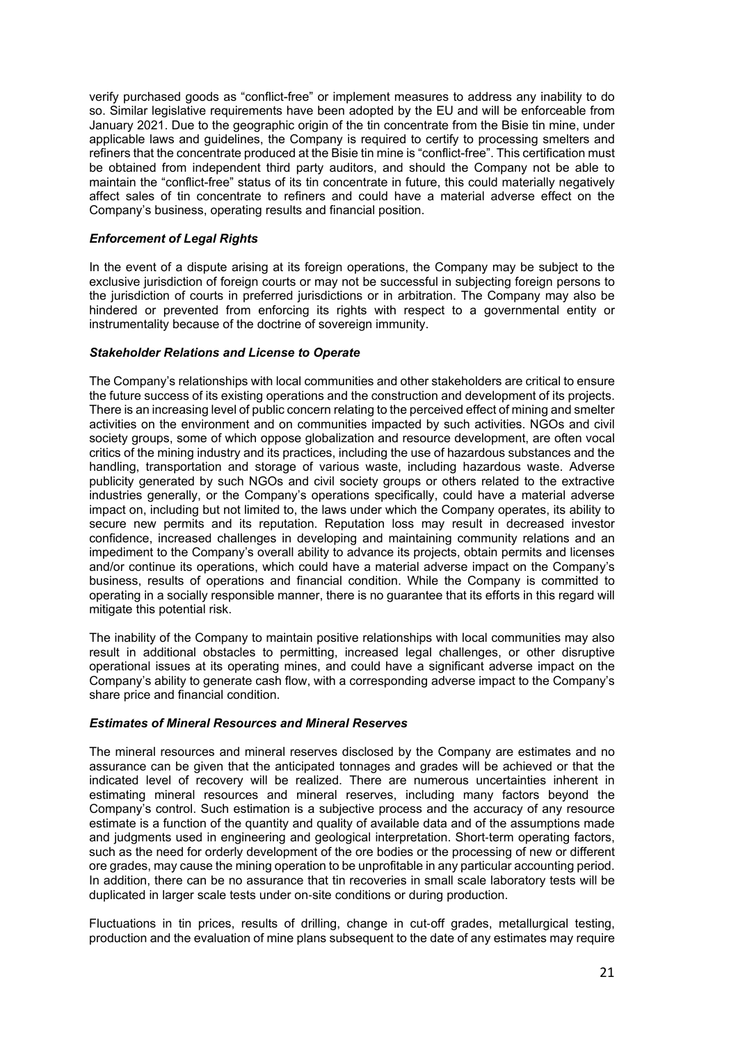verify purchased goods as "conflict-free" or implement measures to address any inability to do so. Similar legislative requirements have been adopted by the EU and will be enforceable from January 2021. Due to the geographic origin of the tin concentrate from the Bisie tin mine, under applicable laws and guidelines, the Company is required to certify to processing smelters and refiners that the concentrate produced at the Bisie tin mine is "conflict-free". This certification must be obtained from independent third party auditors, and should the Company not be able to maintain the "conflict-free" status of its tin concentrate in future, this could materially negatively affect sales of tin concentrate to refiners and could have a material adverse effect on the Company's business, operating results and financial position.

***Enforcement of Legal Rights***

In the event of a dispute arising at its foreign operations, the Company may be subject to the exclusive jurisdiction of foreign courts or may not be successful in subjecting foreign persons to the jurisdiction of courts in preferred jurisdictions or in arbitration. The Company may also be hindered or prevented from enforcing its rights with respect to a governmental entity or instrumentality because of the doctrine of sovereign immunity.

***Stakeholder Relations and License to Operate***

The Company's relationships with local communities and other stakeholders are critical to ensure the future success of its existing operations and the construction and development of its projects. There is an increasing level of public concern relating to the perceived effect of mining and smelter activities on the environment and on communities impacted by such activities. NGOs and civil society groups, some of which oppose globalization and resource development, are often vocal critics of the mining industry and its practices, including the use of hazardous substances and the handling, transportation and storage of various waste, including hazardous waste. Adverse publicity generated by such NGOs and civil society groups or others related to the extractive industries generally, or the Company's operations specifically, could have a material adverse impact on, including but not limited to, the laws under which the Company operates, its ability to secure new permits and its reputation. Reputation loss may result in decreased investor confidence, increased challenges in developing and maintaining community relations and an impediment to the Company's overall ability to advance its projects, obtain permits and licenses and/or continue its operations, which could have a material adverse impact on the Company's business, results of operations and financial condition. While the Company is committed to operating in a socially responsible manner, there is no guarantee that its efforts in this regard will mitigate this potential risk.

The inability of the Company to maintain positive relationships with local communities may also result in additional obstacles to permitting, increased legal challenges, or other disruptive operational issues at its operating mines, and could have a significant adverse impact on the Company's ability to generate cash flow, with a corresponding adverse impact to the Company's share price and financial condition.

***Estimates of Mineral Resources and Mineral Reserves***

The mineral resources and mineral reserves disclosed by the Company are estimates and no assurance can be given that the anticipated tonnages and grades will be achieved or that the indicated level of recovery will be realized. There are numerous uncertainties inherent in estimating mineral resources and mineral reserves, including many factors beyond the Company's control. Such estimation is a subjective process and the accuracy of any resource estimate is a function of the quantity and quality of available data and of the assumptions made and judgments used in engineering and geological interpretation. Short-term operating factors, such as the need for orderly development of the ore bodies or the processing of new or different ore grades, may cause the mining operation to be unprofitable in any particular accounting period. In addition, there can be no assurance that tin recoveries in small scale laboratory tests will be duplicated in larger scale tests under on-site conditions or during production.

Fluctuations in tin prices, results of drilling, change in cut-off grades, metallurgical testing, production and the evaluation of mine plans subsequent to the date of any estimates may require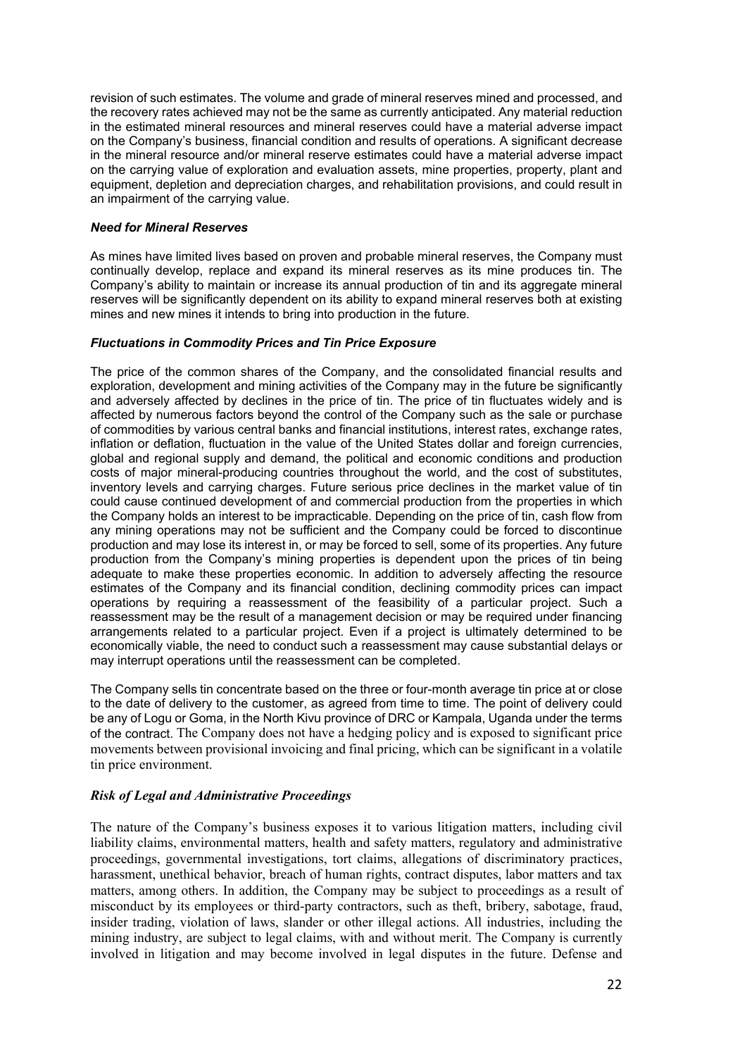revision of such estimates. The volume and grade of mineral reserves mined and processed, and the recovery rates achieved may not be the same as currently anticipated. Any material reduction in the estimated mineral resources and mineral reserves could have a material adverse impact on the Company's business, financial condition and results of operations. A significant decrease in the mineral resource and/or mineral reserve estimates could have a material adverse impact on the carrying value of exploration and evaluation assets, mine properties, property, plant and equipment, depletion and depreciation charges, and rehabilitation provisions, and could result in an impairment of the carrying value.

***Need for Mineral Reserves***

As mines have limited lives based on proven and probable mineral reserves, the Company must continually develop, replace and expand its mineral reserves as its mine produces tin. The Company's ability to maintain or increase its annual production of tin and its aggregate mineral reserves will be significantly dependent on its ability to expand mineral reserves both at existing mines and new mines it intends to bring into production in the future.

***Fluctuations in Commodity Prices and Tin Price Exposure***

The price of the common shares of the Company, and the consolidated financial results and exploration, development and mining activities of the Company may in the future be significantly and adversely affected by declines in the price of tin. The price of tin fluctuates widely and is affected by numerous factors beyond the control of the Company such as the sale or purchase of commodities by various central banks and financial institutions, interest rates, exchange rates, inflation or deflation, fluctuation in the value of the United States dollar and foreign currencies, global and regional supply and demand, the political and economic conditions and production costs of major mineral-producing countries throughout the world, and the cost of substitutes, inventory levels and carrying charges. Future serious price declines in the market value of tin could cause continued development of and commercial production from the properties in which the Company holds an interest to be impracticable. Depending on the price of tin, cash flow from any mining operations may not be sufficient and the Company could be forced to discontinue production and may lose its interest in, or may be forced to sell, some of its properties. Any future production from the Company's mining properties is dependent upon the prices of tin being adequate to make these properties economic. In addition to adversely affecting the resource estimates of the Company and its financial condition, declining commodity prices can impact operations by requiring a reassessment of the feasibility of a particular project. Such a reassessment may be the result of a management decision or may be required under financing arrangements related to a particular project. Even if a project is ultimately determined to be economically viable, the need to conduct such a reassessment may cause substantial delays or may interrupt operations until the reassessment can be completed.

The Company sells tin concentrate based on the three or four-month average tin price at or close to the date of delivery to the customer, as agreed from time to time. The point of delivery could be any of Logu or Goma, in the North Kivu province of DRC or Kampala, Uganda under the terms of the contract. The Company does not have a hedging policy and is exposed to significant price movements between provisional invoicing and final pricing, which can be significant in a volatile tin price environment.

***Risk of Legal and Administrative Proceedings***

The nature of the Company's business exposes it to various litigation matters, including civil liability claims, environmental matters, health and safety matters, regulatory and administrative proceedings, governmental investigations, tort claims, allegations of discriminatory practices, harassment, unethical behavior, breach of human rights, contract disputes, labor matters and tax matters, among others. In addition, the Company may be subject to proceedings as a result of misconduct by its employees or third-party contractors, such as theft, bribery, sabotage, fraud, insider trading, violation of laws, slander or other illegal actions. All industries, including the mining industry, are subject to legal claims, with and without merit. The Company is currently involved in litigation and may become involved in legal disputes in the future. Defense and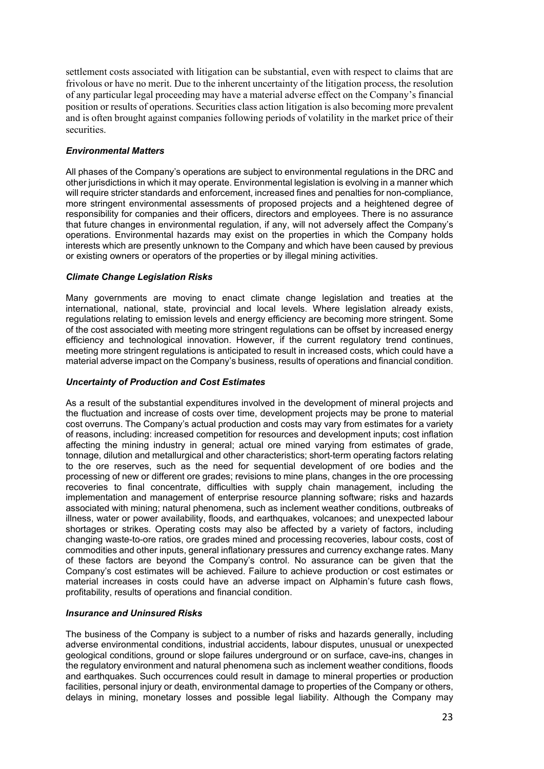settlement costs associated with litigation can be substantial, even with respect to claims that are frivolous or have no merit. Due to the inherent uncertainty of the litigation process, the resolution of any particular legal proceeding may have a material adverse effect on the Company's financial position or results of operations. Securities class action litigation is also becoming more prevalent and is often brought against companies following periods of volatility in the market price of their securities.

### *Environmental Matters*

All phases of the Company's operations are subject to environmental regulations in the DRC and other jurisdictions in which it may operate. Environmental legislation is evolving in a manner which will require stricter standards and enforcement, increased fines and penalties for non-compliance, more stringent environmental assessments of proposed projects and a heightened degree of responsibility for companies and their officers, directors and employees. There is no assurance that future changes in environmental regulation, if any, will not adversely affect the Company's operations. Environmental hazards may exist on the properties in which the Company holds interests which are presently unknown to the Company and which have been caused by previous or existing owners or operators of the properties or by illegal mining activities.

### *Climate Change Legislation Risks*

Many governments are moving to enact climate change legislation and treaties at the international, national, state, provincial and local levels. Where legislation already exists, regulations relating to emission levels and energy efficiency are becoming more stringent. Some of the cost associated with meeting more stringent regulations can be offset by increased energy efficiency and technological innovation. However, if the current regulatory trend continues, meeting more stringent regulations is anticipated to result in increased costs, which could have a material adverse impact on the Company's business, results of operations and financial condition.

### *Uncertainty of Production and Cost Estimates*

As a result of the substantial expenditures involved in the development of mineral projects and the fluctuation and increase of costs over time, development projects may be prone to material cost overruns. The Company's actual production and costs may vary from estimates for a variety of reasons, including: increased competition for resources and development inputs; cost inflation affecting the mining industry in general; actual ore mined varying from estimates of grade, tonnage, dilution and metallurgical and other characteristics; short-term operating factors relating to the ore reserves, such as the need for sequential development of ore bodies and the processing of new or different ore grades; revisions to mine plans, changes in the ore processing recoveries to final concentrate, difficulties with supply chain management, including the implementation and management of enterprise resource planning software; risks and hazards associated with mining; natural phenomena, such as inclement weather conditions, outbreaks of illness, water or power availability, floods, and earthquakes, volcanoes; and unexpected labour shortages or strikes. Operating costs may also be affected by a variety of factors, including changing waste-to-ore ratios, ore grades mined and processing recoveries, labour costs, cost of commodities and other inputs, general inflationary pressures and currency exchange rates. Many of these factors are beyond the Company's control. No assurance can be given that the Company's cost estimates will be achieved. Failure to achieve production or cost estimates or material increases in costs could have an adverse impact on Alphamin's future cash flows, profitability, results of operations and financial condition.

### *Insurance and Uninsured Risks*

The business of the Company is subject to a number of risks and hazards generally, including adverse environmental conditions, industrial accidents, labour disputes, unusual or unexpected geological conditions, ground or slope failures underground or on surface, cave-ins, changes in the regulatory environment and natural phenomena such as inclement weather conditions, floods and earthquakes. Such occurrences could result in damage to mineral properties or production facilities, personal injury or death, environmental damage to properties of the Company or others, delays in mining, monetary losses and possible legal liability. Although the Company may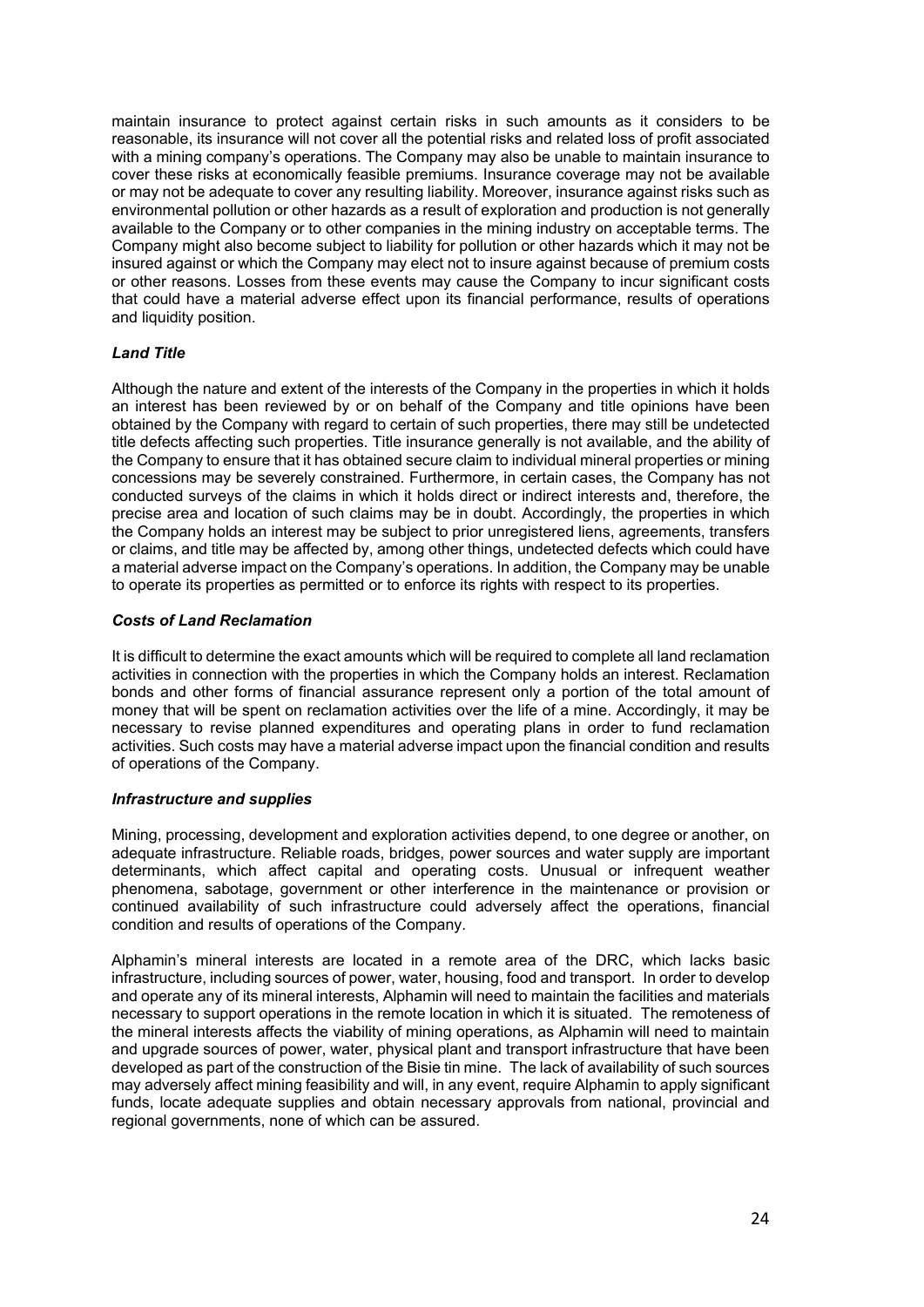maintain insurance to protect against certain risks in such amounts as it considers to be reasonable, its insurance will not cover all the potential risks and related loss of profit associated with a mining company's operations. The Company may also be unable to maintain insurance to cover these risks at economically feasible premiums. Insurance coverage may not be available or may not be adequate to cover any resulting liability. Moreover, insurance against risks such as environmental pollution or other hazards as a result of exploration and production is not generally available to the Company or to other companies in the mining industry on acceptable terms. The Company might also become subject to liability for pollution or other hazards which it may not be insured against or which the Company may elect not to insure against because of premium costs or other reasons. Losses from these events may cause the Company to incur significant costs that could have a material adverse effect upon its financial performance, results of operations and liquidity position.

***Land Title***

Although the nature and extent of the interests of the Company in the properties in which it holds an interest has been reviewed by or on behalf of the Company and title opinions have been obtained by the Company with regard to certain of such properties, there may still be undetected title defects affecting such properties. Title insurance generally is not available, and the ability of the Company to ensure that it has obtained secure claim to individual mineral properties or mining concessions may be severely constrained. Furthermore, in certain cases, the Company has not conducted surveys of the claims in which it holds direct or indirect interests and, therefore, the precise area and location of such claims may be in doubt. Accordingly, the properties in which the Company holds an interest may be subject to prior unregistered liens, agreements, transfers or claims, and title may be affected by, among other things, undetected defects which could have a material adverse impact on the Company's operations. In addition, the Company may be unable to operate its properties as permitted or to enforce its rights with respect to its properties.

***Costs of Land Reclamation***

It is difficult to determine the exact amounts which will be required to complete all land reclamation activities in connection with the properties in which the Company holds an interest. Reclamation bonds and other forms of financial assurance represent only a portion of the total amount of money that will be spent on reclamation activities over the life of a mine. Accordingly, it may be necessary to revise planned expenditures and operating plans in order to fund reclamation activities. Such costs may have a material adverse impact upon the financial condition and results of operations of the Company.

***Infrastructure and supplies***

Mining, processing, development and exploration activities depend, to one degree or another, on adequate infrastructure. Reliable roads, bridges, power sources and water supply are important determinants, which affect capital and operating costs. Unusual or infrequent weather phenomena, sabotage, government or other interference in the maintenance or provision or continued availability of such infrastructure could adversely affect the operations, financial condition and results of operations of the Company.

Alphamin's mineral interests are located in a remote area of the DRC, which lacks basic infrastructure, including sources of power, water, housing, food and transport. In order to develop and operate any of its mineral interests, Alphamin will need to maintain the facilities and materials necessary to support operations in the remote location in which it is situated. The remoteness of the mineral interests affects the viability of mining operations, as Alphamin will need to maintain and upgrade sources of power, water, physical plant and transport infrastructure that have been developed as part of the construction of the Bisie tin mine. The lack of availability of such sources may adversely affect mining feasibility and will, in any event, require Alphamin to apply significant funds, locate adequate supplies and obtain necessary approvals from national, provincial and regional governments, none of which can be assured.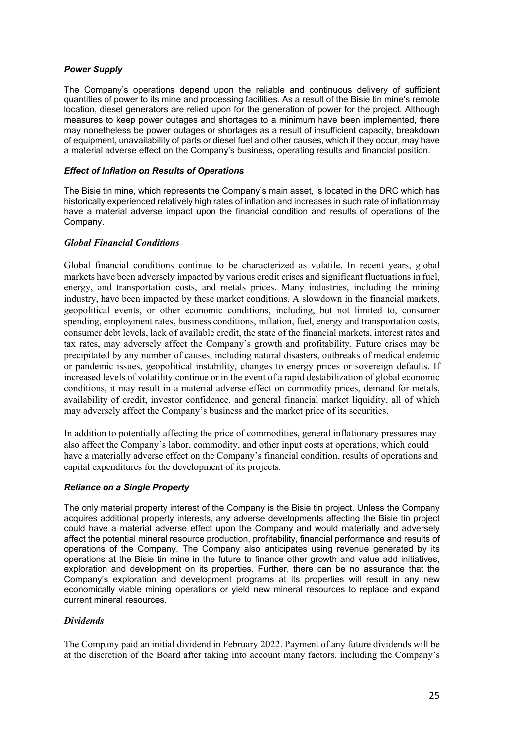### *Power Supply*

The Company's operations depend upon the reliable and continuous delivery of sufficient quantities of power to its mine and processing facilities. As a result of the Bisie tin mine's remote location, diesel generators are relied upon for the generation of power for the project. Although measures to keep power outages and shortages to a minimum have been implemented, there may nonetheless be power outages or shortages as a result of insufficient capacity, breakdown of equipment, unavailability of parts or diesel fuel and other causes, which if they occur, may have a material adverse effect on the Company's business, operating results and financial position.

### *Effect of Inflation on Results of Operations*

The Bisie tin mine, which represents the Company's main asset, is located in the DRC which has historically experienced relatively high rates of inflation and increases in such rate of inflation may have a material adverse impact upon the financial condition and results of operations of the Company.

### *Global Financial Conditions*

Global financial conditions continue to be characterized as volatile. In recent years, global markets have been adversely impacted by various credit crises and significant fluctuations in fuel, energy, and transportation costs, and metals prices. Many industries, including the mining industry, have been impacted by these market conditions. A slowdown in the financial markets, geopolitical events, or other economic conditions, including, but not limited to, consumer spending, employment rates, business conditions, inflation, fuel, energy and transportation costs, consumer debt levels, lack of available credit, the state of the financial markets, interest rates and tax rates, may adversely affect the Company's growth and profitability. Future crises may be precipitated by any number of causes, including natural disasters, outbreaks of medical endemic or pandemic issues, geopolitical instability, changes to energy prices or sovereign defaults. If increased levels of volatility continue or in the event of a rapid destabilization of global economic conditions, it may result in a material adverse effect on commodity prices, demand for metals, availability of credit, investor confidence, and general financial market liquidity, all of which may adversely affect the Company's business and the market price of its securities.

In addition to potentially affecting the price of commodities, general inflationary pressures may also affect the Company's labor, commodity, and other input costs at operations, which could have a materially adverse effect on the Company's financial condition, results of operations and capital expenditures for the development of its projects.

### *Reliance on a Single Property*

The only material property interest of the Company is the Bisie tin project. Unless the Company acquires additional property interests, any adverse developments affecting the Bisie tin project could have a material adverse effect upon the Company and would materially and adversely affect the potential mineral resource production, profitability, financial performance and results of operations of the Company. The Company also anticipates using revenue generated by its operations at the Bisie tin mine in the future to finance other growth and value add initiatives, exploration and development on its properties. Further, there can be no assurance that the Company's exploration and development programs at its properties will result in any new economically viable mining operations or yield new mineral resources to replace and expand current mineral resources.

### *Dividends*

The Company paid an initial dividend in February 2022. Payment of any future dividends will be at the discretion of the Board after taking into account many factors, including the Company's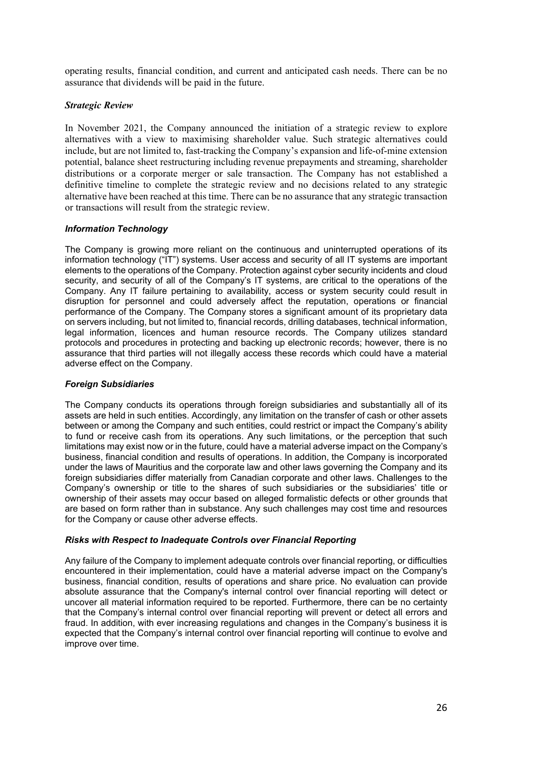operating results, financial condition, and current and anticipated cash needs. There can be no assurance that dividends will be paid in the future.

### *Strategic Review*

In November 2021, the Company announced the initiation of a strategic review to explore alternatives with a view to maximising shareholder value. Such strategic alternatives could include, but are not limited to, fast-tracking the Company's expansion and life-of-mine extension potential, balance sheet restructuring including revenue prepayments and streaming, shareholder distributions or a corporate merger or sale transaction. The Company has not established a definitive timeline to complete the strategic review and no decisions related to any strategic alternative have been reached at this time. There can be no assurance that any strategic transaction or transactions will result from the strategic review.

### *Information Technology*

The Company is growing more reliant on the continuous and uninterrupted operations of its information technology ("IT") systems. User access and security of all IT systems are important elements to the operations of the Company. Protection against cyber security incidents and cloud security, and security of all of the Company's IT systems, are critical to the operations of the Company. Any IT failure pertaining to availability, access or system security could result in disruption for personnel and could adversely affect the reputation, operations or financial performance of the Company. The Company stores a significant amount of its proprietary data on servers including, but not limited to, financial records, drilling databases, technical information, legal information, licences and human resource records. The Company utilizes standard protocols and procedures in protecting and backing up electronic records; however, there is no assurance that third parties will not illegally access these records which could have a material adverse effect on the Company.

### *Foreign Subsidiaries*

The Company conducts its operations through foreign subsidiaries and substantially all of its assets are held in such entities. Accordingly, any limitation on the transfer of cash or other assets between or among the Company and such entities, could restrict or impact the Company's ability to fund or receive cash from its operations. Any such limitations, or the perception that such limitations may exist now or in the future, could have a material adverse impact on the Company's business, financial condition and results of operations. In addition, the Company is incorporated under the laws of Mauritius and the corporate law and other laws governing the Company and its foreign subsidiaries differ materially from Canadian corporate and other laws. Challenges to the Company's ownership or title to the shares of such subsidiaries or the subsidiaries' title or ownership of their assets may occur based on alleged formalistic defects or other grounds that are based on form rather than in substance. Any such challenges may cost time and resources for the Company or cause other adverse effects.

### *Risks with Respect to Inadequate Controls over Financial Reporting*

Any failure of the Company to implement adequate controls over financial reporting, or difficulties encountered in their implementation, could have a material adverse impact on the Company's business, financial condition, results of operations and share price. No evaluation can provide absolute assurance that the Company's internal control over financial reporting will detect or uncover all material information required to be reported. Furthermore, there can be no certainty that the Company's internal control over financial reporting will prevent or detect all errors and fraud. In addition, with ever increasing regulations and changes in the Company's business it is expected that the Company's internal control over financial reporting will continue to evolve and improve over time.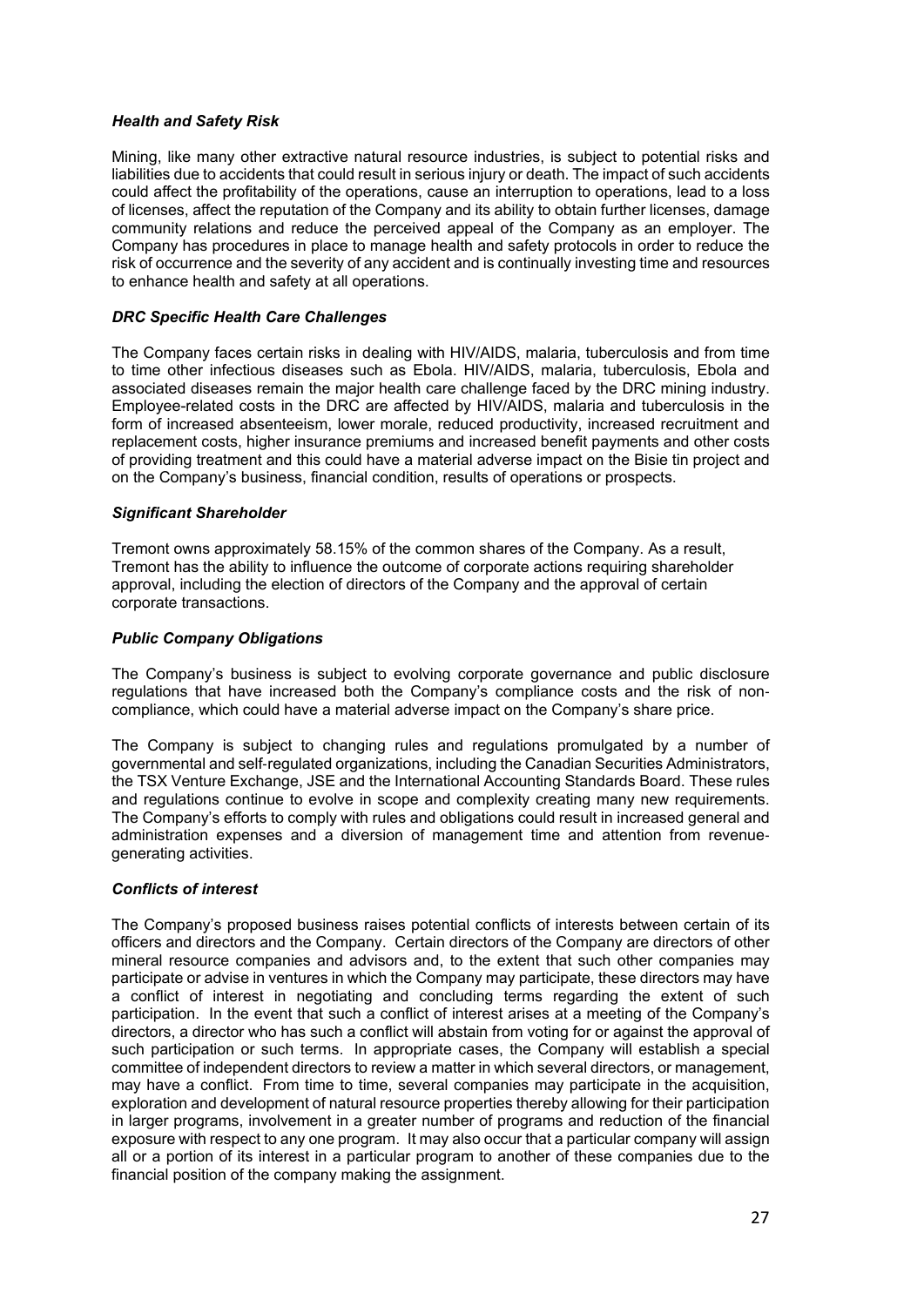### *Health and Safety Risk*

Mining, like many other extractive natural resource industries, is subject to potential risks and liabilities due to accidents that could result in serious injury or death. The impact of such accidents could affect the profitability of the operations, cause an interruption to operations, lead to a loss of licenses, affect the reputation of the Company and its ability to obtain further licenses, damage community relations and reduce the perceived appeal of the Company as an employer. The Company has procedures in place to manage health and safety protocols in order to reduce the risk of occurrence and the severity of any accident and is continually investing time and resources to enhance health and safety at all operations.

### *DRC Specific Health Care Challenges*

The Company faces certain risks in dealing with HIV/AIDS, malaria, tuberculosis and from time to time other infectious diseases such as Ebola. HIV/AIDS, malaria, tuberculosis, Ebola and associated diseases remain the major health care challenge faced by the DRC mining industry. Employee-related costs in the DRC are affected by HIV/AIDS, malaria and tuberculosis in the form of increased absenteeism, lower morale, reduced productivity, increased recruitment and replacement costs, higher insurance premiums and increased benefit payments and other costs of providing treatment and this could have a material adverse impact on the Bisie tin project and on the Company's business, financial condition, results of operations or prospects.

### *Significant Shareholder*

Tremont owns approximately 58.15% of the common shares of the Company. As a result, Tremont has the ability to influence the outcome of corporate actions requiring shareholder approval, including the election of directors of the Company and the approval of certain corporate transactions.

### *Public Company Obligations*

The Company's business is subject to evolving corporate governance and public disclosure regulations that have increased both the Company's compliance costs and the risk of non-compliance, which could have a material adverse impact on the Company's share price.

The Company is subject to changing rules and regulations promulgated by a number of governmental and self-regulated organizations, including the Canadian Securities Administrators, the TSX Venture Exchange, JSE and the International Accounting Standards Board. These rules and regulations continue to evolve in scope and complexity creating many new requirements. The Company's efforts to comply with rules and obligations could result in increased general and administration expenses and a diversion of management time and attention from revenue-generating activities.

### *Conflicts of interest*

The Company's proposed business raises potential conflicts of interests between certain of its officers and directors and the Company. Certain directors of the Company are directors of other mineral resource companies and advisors and, to the extent that such other companies may participate or advise in ventures in which the Company may participate, these directors may have a conflict of interest in negotiating and concluding terms regarding the extent of such participation. In the event that such a conflict of interest arises at a meeting of the Company's directors, a director who has such a conflict will abstain from voting for or against the approval of such participation or such terms. In appropriate cases, the Company will establish a special committee of independent directors to review a matter in which several directors, or management, may have a conflict. From time to time, several companies may participate in the acquisition, exploration and development of natural resource properties thereby allowing for their participation in larger programs, involvement in a greater number of programs and reduction of the financial exposure with respect to any one program. It may also occur that a particular company will assign all or a portion of its interest in a particular program to another of these companies due to the financial position of the company making the assignment.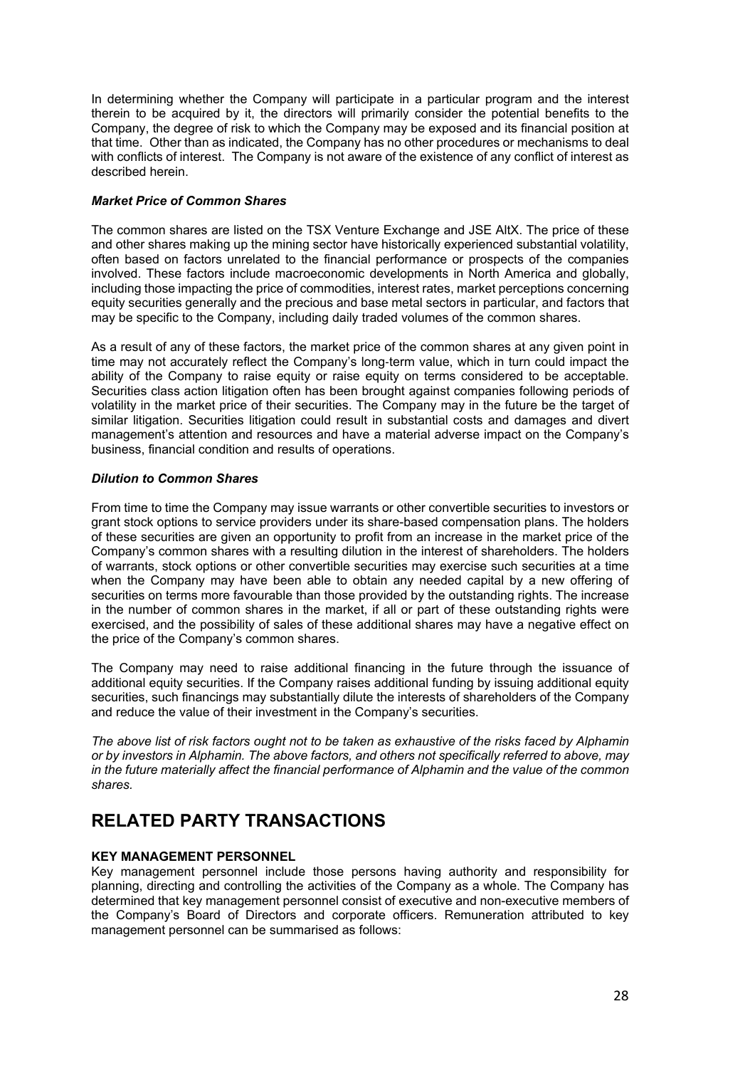In determining whether the Company will participate in a particular program and the interest therein to be acquired by it, the directors will primarily consider the potential benefits to the Company, the degree of risk to which the Company may be exposed and its financial position at that time. Other than as indicated, the Company has no other procedures or mechanisms to deal with conflicts of interest. The Company is not aware of the existence of any conflict of interest as described herein.

***Market Price of Common Shares***

The common shares are listed on the TSX Venture Exchange and JSE AltX. The price of these and other shares making up the mining sector have historically experienced substantial volatility, often based on factors unrelated to the financial performance or prospects of the companies involved. These factors include macroeconomic developments in North America and globally, including those impacting the price of commodities, interest rates, market perceptions concerning equity securities generally and the precious and base metal sectors in particular, and factors that may be specific to the Company, including daily traded volumes of the common shares.

As a result of any of these factors, the market price of the common shares at any given point in time may not accurately reflect the Company's long-term value, which in turn could impact the ability of the Company to raise equity or raise equity on terms considered to be acceptable. Securities class action litigation often has been brought against companies following periods of volatility in the market price of their securities. The Company may in the future be the target of similar litigation. Securities litigation could result in substantial costs and damages and divert management's attention and resources and have a material adverse impact on the Company's business, financial condition and results of operations.

***Dilution to Common Shares***

From time to time the Company may issue warrants or other convertible securities to investors or grant stock options to service providers under its share-based compensation plans. The holders of these securities are given an opportunity to profit from an increase in the market price of the Company's common shares with a resulting dilution in the interest of shareholders. The holders of warrants, stock options or other convertible securities may exercise such securities at a time when the Company may have been able to obtain any needed capital by a new offering of securities on terms more favourable than those provided by the outstanding rights. The increase in the number of common shares in the market, if all or part of these outstanding rights were exercised, and the possibility of sales of these additional shares may have a negative effect on the price of the Company's common shares.

The Company may need to raise additional financing in the future through the issuance of additional equity securities. If the Company raises additional funding by issuing additional equity securities, such financings may substantially dilute the interests of shareholders of the Company and reduce the value of their investment in the Company's securities.

*The above list of risk factors ought not to be taken as exhaustive of the risks faced by Alphamin or by investors in Alphamin. The above factors, and others not specifically referred to above, may in the future materially affect the financial performance of Alphamin and the value of the common shares.*

# RELATED PARTY TRANSACTIONS

**KEY MANAGEMENT PERSONNEL**

Key management personnel include those persons having authority and responsibility for planning, directing and controlling the activities of the Company as a whole. The Company has determined that key management personnel consist of executive and non-executive members of the Company's Board of Directors and corporate officers. Remuneration attributed to key management personnel can be summarised as follows: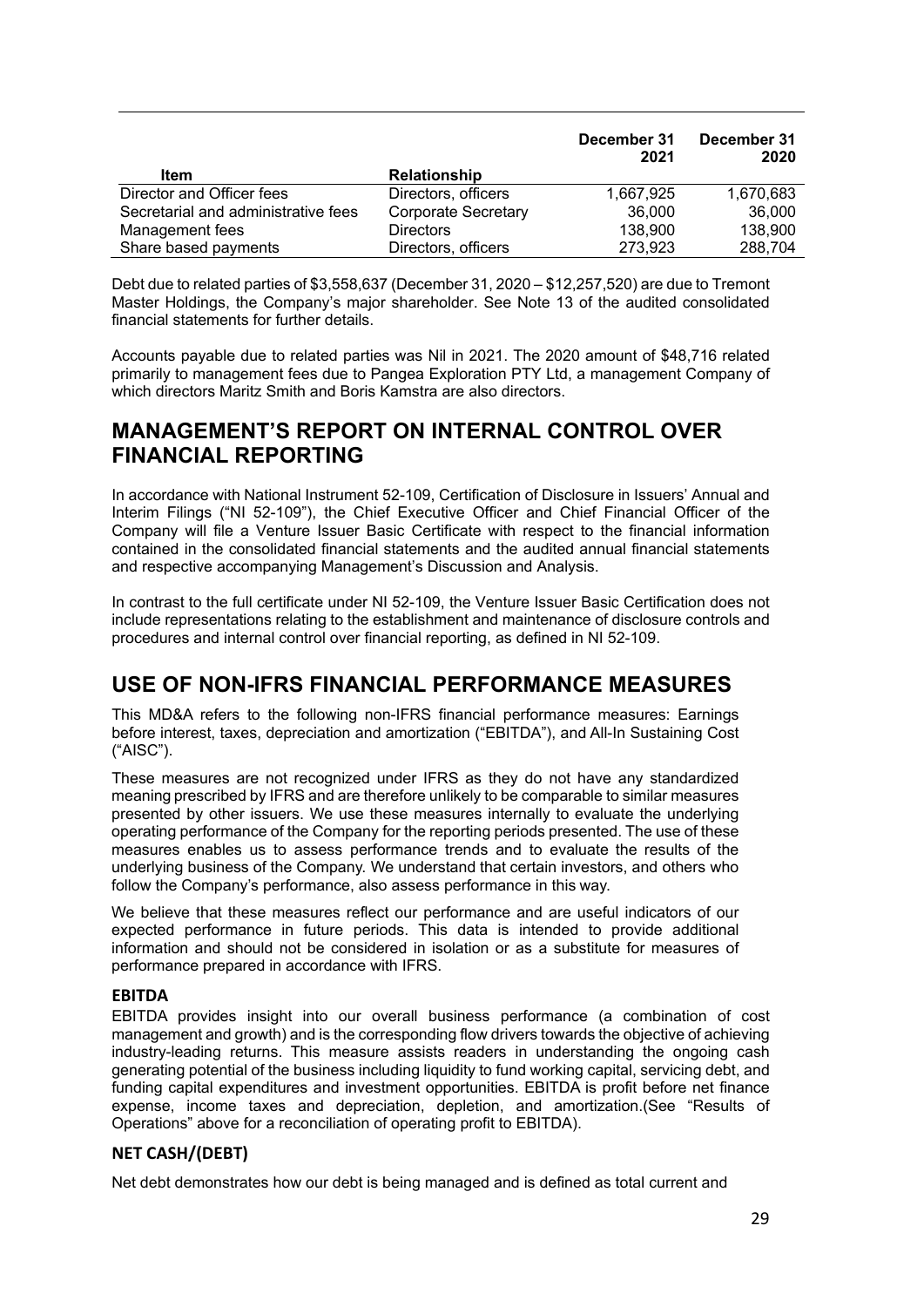| Item | Relationship | December 31 2021 | December 31 2020 |
|---|---|---|---|
| Director and Officer fees | Directors, officers | 1,667,925 | 1,670,683 |
| Secretarial and administrative fees | Corporate Secretary | 36,000 | 36,000 |
| Management fees | Directors | 138,900 | 138,900 |
| Share based payments | Directors, officers | 273,923 | 288,704 |

Debt due to related parties of $3,558,637 (December 31, 2020 – $12,257,520) are due to Tremont Master Holdings, the Company's major shareholder. See Note 13 of the audited consolidated financial statements for further details.

Accounts payable due to related parties was Nil in 2021. The 2020 amount of $48,716 related primarily to management fees due to Pangea Exploration PTY Ltd, a management Company of which directors Maritz Smith and Boris Kamstra are also directors.

## MANAGEMENT'S REPORT ON INTERNAL CONTROL OVER FINANCIAL REPORTING

In accordance with National Instrument 52-109, Certification of Disclosure in Issuers' Annual and Interim Filings ("NI 52-109"), the Chief Executive Officer and Chief Financial Officer of the Company will file a Venture Issuer Basic Certificate with respect to the financial information contained in the consolidated financial statements and the audited annual financial statements and respective accompanying Management's Discussion and Analysis.

In contrast to the full certificate under NI 52-109, the Venture Issuer Basic Certification does not include representations relating to the establishment and maintenance of disclosure controls and procedures and internal control over financial reporting, as defined in NI 52-109.

## USE OF NON-IFRS FINANCIAL PERFORMANCE MEASURES

This MD&A refers to the following non-IFRS financial performance measures: Earnings before interest, taxes, depreciation and amortization ("EBITDA"), and All-In Sustaining Cost ("AISC").

These measures are not recognized under IFRS as they do not have any standardized meaning prescribed by IFRS and are therefore unlikely to be comparable to similar measures presented by other issuers. We use these measures internally to evaluate the underlying operating performance of the Company for the reporting periods presented. The use of these measures enables us to assess performance trends and to evaluate the results of the underlying business of the Company. We understand that certain investors, and others who follow the Company's performance, also assess performance in this way.

We believe that these measures reflect our performance and are useful indicators of our expected performance in future periods. This data is intended to provide additional information and should not be considered in isolation or as a substitute for measures of performance prepared in accordance with IFRS.

### EBITDA

EBITDA provides insight into our overall business performance (a combination of cost management and growth) and is the corresponding flow drivers towards the objective of achieving industry-leading returns. This measure assists readers in understanding the ongoing cash generating potential of the business including liquidity to fund working capital, servicing debt, and funding capital expenditures and investment opportunities. EBITDA is profit before net finance expense, income taxes and depreciation, depletion, and amortization.(See "Results of Operations" above for a reconciliation of operating profit to EBITDA).

### NET CASH/(DEBT)

Net debt demonstrates how our debt is being managed and is defined as total current and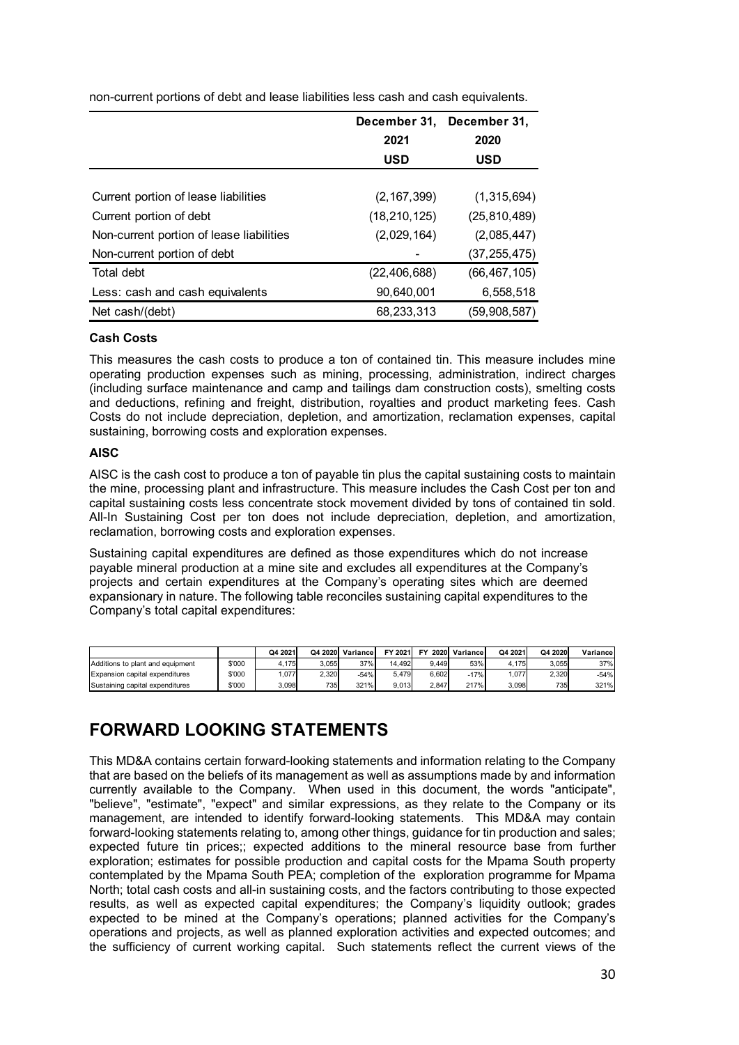non-current portions of debt and lease liabilities less cash and cash equivalents.

| | December 31, 2021 USD | December 31, 2020 USD |
|---|---|---|
| Current portion of lease liabilities | (2,167,399) | (1,315,694) |
| Current portion of debt | (18,210,125) | (25,810,489) |
| Non-current portion of lease liabilities | (2,029,164) | (2,085,447) |
| Non-current portion of debt | - | (37,255,475) |
| Total debt | (22,406,688) | (66,467,105) |
| Less: cash and cash equivalents | 90,640,001 | 6,558,518 |
| Net cash/(debt) | 68,233,313 | (59,908,587) |

**Cash Costs**

This measures the cash costs to produce a ton of contained tin. This measure includes mine operating production expenses such as mining, processing, administration, indirect charges (including surface maintenance and camp and tailings dam construction costs), smelting costs and deductions, refining and freight, distribution, royalties and product marketing fees. Cash Costs do not include depreciation, depletion, and amortization, reclamation expenses, capital sustaining, borrowing costs and exploration expenses.

**AISC**

AISC is the cash cost to produce a ton of payable tin plus the capital sustaining costs to maintain the mine, processing plant and infrastructure. This measure includes the Cash Cost per ton and capital sustaining costs less concentrate stock movement divided by tons of contained tin sold. All-In Sustaining Cost per ton does not include depreciation, depletion, and amortization, reclamation, borrowing costs and exploration expenses.

Sustaining capital expenditures are defined as those expenditures which do not increase payable mineral production at a mine site and excludes all expenditures at the Company's projects and certain expenditures at the Company's operating sites which are deemed expansionary in nature. The following table reconciles sustaining capital expenditures to the Company's total capital expenditures:

| | | Q4 2021 | Q4 2020 | Variance | FY 2021 | FY 2020 | Variance | Q4 2021 | Q4 2020 | Variance |
|---|---|---|---|---|---|---|---|---|---|---|
| Additions to plant and equipment | $'000 | 4,175 | 3,055 | 37% | 14,492 | 9,449 | 53% | 4,175 | 3,055 | 37% |
| Expansion capital expenditures | $'000 | 1,077 | 2,320 | -54% | 5,479 | 6,602 | -17% | 1,077 | 2,320 | -54% |
| Sustaining capital expenditures | $'000 | 3,098 | 735 | 321% | 9,013 | 2,847 | 217% | 3,098 | 735 | 321% |

# FORWARD LOOKING STATEMENTS

This MD&A contains certain forward-looking statements and information relating to the Company that are based on the beliefs of its management as well as assumptions made by and information currently available to the Company. When used in this document, the words "anticipate", "believe", "estimate", "expect" and similar expressions, as they relate to the Company or its management, are intended to identify forward-looking statements. This MD&A may contain forward-looking statements relating to, among other things, guidance for tin production and sales; expected future tin prices;; expected additions to the mineral resource base from further exploration; estimates for possible production and capital costs for the Mpama South property contemplated by the Mpama South PEA; completion of the exploration programme for Mpama North; total cash costs and all-in sustaining costs, and the factors contributing to those expected results, as well as expected capital expenditures; the Company's liquidity outlook; grades expected to be mined at the Company's operations; planned activities for the Company's operations and projects, as well as planned exploration activities and expected outcomes; and the sufficiency of current working capital. Such statements reflect the current views of the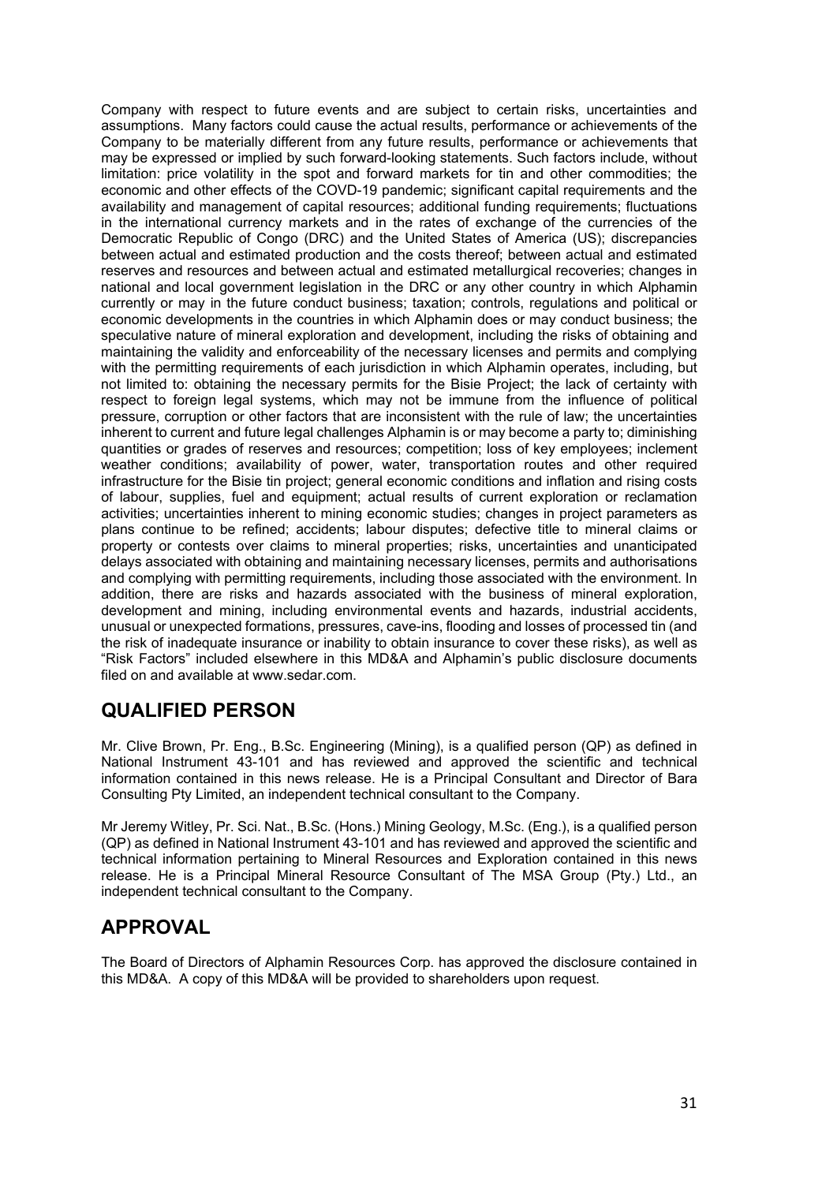Company with respect to future events and are subject to certain risks, uncertainties and assumptions. Many factors could cause the actual results, performance or achievements of the Company to be materially different from any future results, performance or achievements that may be expressed or implied by such forward-looking statements. Such factors include, without limitation: price volatility in the spot and forward markets for tin and other commodities; the economic and other effects of the COVD-19 pandemic; significant capital requirements and the availability and management of capital resources; additional funding requirements; fluctuations in the international currency markets and in the rates of exchange of the currencies of the Democratic Republic of Congo (DRC) and the United States of America (US); discrepancies between actual and estimated production and the costs thereof; between actual and estimated reserves and resources and between actual and estimated metallurgical recoveries; changes in national and local government legislation in the DRC or any other country in which Alphamin currently or may in the future conduct business; taxation; controls, regulations and political or economic developments in the countries in which Alphamin does or may conduct business; the speculative nature of mineral exploration and development, including the risks of obtaining and maintaining the validity and enforceability of the necessary licenses and permits and complying with the permitting requirements of each jurisdiction in which Alphamin operates, including, but not limited to: obtaining the necessary permits for the Bisie Project; the lack of certainty with respect to foreign legal systems, which may not be immune from the influence of political pressure, corruption or other factors that are inconsistent with the rule of law; the uncertainties inherent to current and future legal challenges Alphamin is or may become a party to; diminishing quantities or grades of reserves and resources; competition; loss of key employees; inclement weather conditions; availability of power, water, transportation routes and other required infrastructure for the Bisie tin project; general economic conditions and inflation and rising costs of labour, supplies, fuel and equipment; actual results of current exploration or reclamation activities; uncertainties inherent to mining economic studies; changes in project parameters as plans continue to be refined; accidents; labour disputes; defective title to mineral claims or property or contests over claims to mineral properties; risks, uncertainties and unanticipated delays associated with obtaining and maintaining necessary licenses, permits and authorisations and complying with permitting requirements, including those associated with the environment. In addition, there are risks and hazards associated with the business of mineral exploration, development and mining, including environmental events and hazards, industrial accidents, unusual or unexpected formations, pressures, cave-ins, flooding and losses of processed tin (and the risk of inadequate insurance or inability to obtain insurance to cover these risks), as well as "Risk Factors" included elsewhere in this MD&A and Alphamin's public disclosure documents filed on and available at www.sedar.com.

## QUALIFIED PERSON

Mr. Clive Brown, Pr. Eng., B.Sc. Engineering (Mining), is a qualified person (QP) as defined in National Instrument 43-101 and has reviewed and approved the scientific and technical information contained in this news release. He is a Principal Consultant and Director of Bara Consulting Pty Limited, an independent technical consultant to the Company.

Mr Jeremy Witley, Pr. Sci. Nat., B.Sc. (Hons.) Mining Geology, M.Sc. (Eng.), is a qualified person (QP) as defined in National Instrument 43-101 and has reviewed and approved the scientific and technical information pertaining to Mineral Resources and Exploration contained in this news release. He is a Principal Mineral Resource Consultant of The MSA Group (Pty.) Ltd., an independent technical consultant to the Company.

## APPROVAL

The Board of Directors of Alphamin Resources Corp. has approved the disclosure contained in this MD&A. A copy of this MD&A will be provided to shareholders upon request.